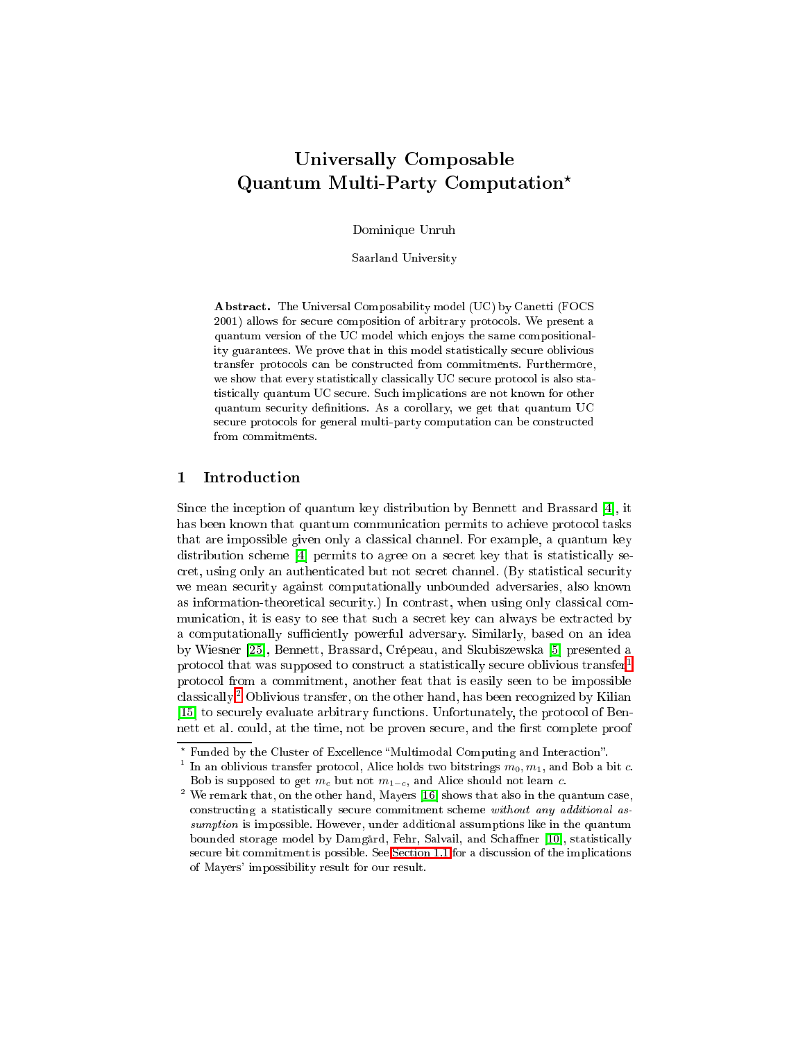# Universally Composable Quantum Multi-Party Computation*

Dominique Unruh

Saarland University

**Abstract.** The Universal Composability model (UC) by Canetti (FOCS 2001) allows for secure composition of arbitrary protocols. We present a quantum version of the UC model which enjoys the same compositionality guarantees. We prove that in this model statistically secure oblivious transfer protocols can be constructed from commitments. Furthermore, we show that every statistically classically UC secure protocol is also statistically quantum UC secure. Such implications are not known for other quantum security definitions. As a corollary, we get that quantum UC secure protocols for general multi-party computation can be constructed from commitments.

## 1 Introduction

Since the inception of quantum key distribution by Bennett and Brassard [4], it has been known that quantum communication permits to achieve protocol tasks that are impossible given only a classical channel. For example, a quantum key distribution scheme [4] permits to agree on a secret key that is statistically secret, using only an authenticated but not secret channel. (By statistical security we mean security against computationally unbounded adversaries, also known as information-theoretical security.) In contrast, when using only classical communication, it is easy to see that such a secret key can always be extracted by a computationally sufficiently powerful adversary. Similarly, based on an idea by Wiesner [25], Bennett, Brassard, Crépeau, and Skubiszewska [5] presented a protocol that was supposed to construct a statistically secure oblivious transfer[1] protocol from a commitment, another feat that is easily seen to be impossible classically.[2] Oblivious transfer, on the other hand, has been recognized by Kilian [15] to securely evaluate arbitrary functions. Unfortunately, the protocol of Bennett et al. could, at the time, not be proven secure, and the first complete proof

---

* Funded by the Cluster of Excellence "Multimodal Computing and Interaction".

[1] In an oblivious transfer protocol, Alice holds two bitstrings $m_0, m_1$, and Bob a bit $c$. Bob is supposed to get $m_c$ but not $m_{1-c}$, and Alice should not learn $c$.

[2] We remark that, on the other hand, Mayers [16] shows that also in the quantum case, constructing a statistically secure commitment scheme *without any additional assumption* is impossible. However, under additional assumptions like in the quantum bounded storage model by Damgård, Fehr, Salvail, and Schaffner [10], statistically secure bit commitment is possible. See Section 1.1 for a discussion of the implications of Mayers' impossibility result for our result.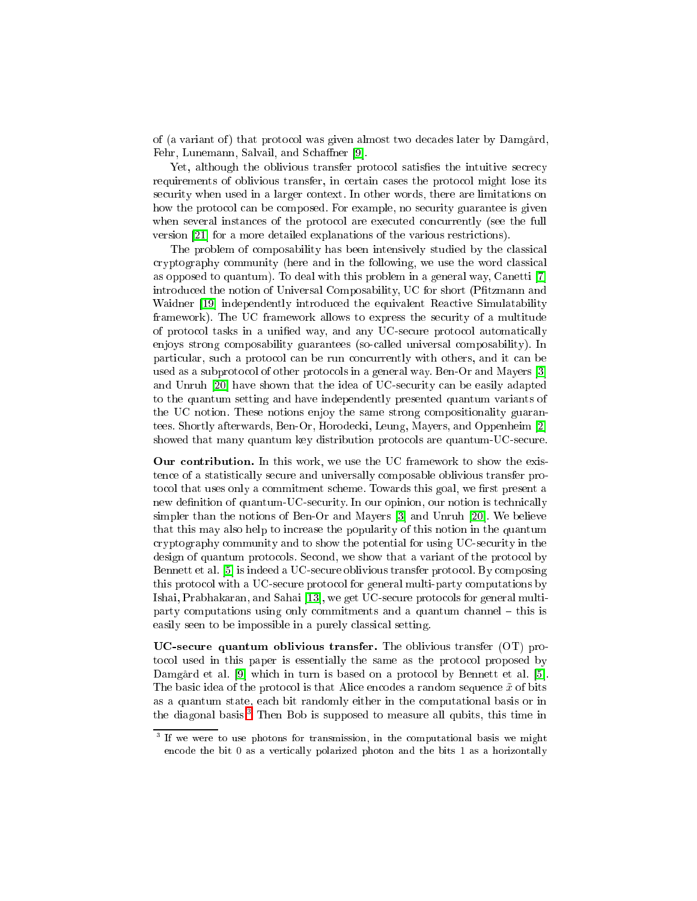of (a variant of) that protocol was given almost two decades later by Damgård, Fehr, Lunemann, Salvail, and Schaffner [9].

Yet, although the oblivious transfer protocol satisfies the intuitive secrecy requirements of oblivious transfer, in certain cases the protocol might lose its security when used in a larger context. In other words, there are limitations on how the protocol can be composed. For example, no security guarantee is given when several instances of the protocol are executed concurrently (see the full version [21] for a more detailed explanations of the various restrictions).

The problem of composability has been intensively studied by the classical cryptography community (here and in the following, we use the word classical as opposed to quantum). To deal with this problem in a general way, Canetti [7] introduced the notion of Universal Composability, UC for short (Pfitzmann and Waidner [19] independently introduced the equivalent Reactive Simulatability framework). The UC framework allows to express the security of a multitude of protocol tasks in a unified way, and any UC-secure protocol automatically enjoys strong composability guarantees (so-called universal composability). In particular, such a protocol can be run concurrently with others, and it can be used as a subprotocol of other protocols in a general way. Ben-Or and Mayers [3] and Unruh [20] have shown that the idea of UC-security can be easily adapted to the quantum setting and have independently presented quantum variants of the UC notion. These notions enjoy the same strong compositionality guarantees. Shortly afterwards, Ben-Or, Horodecki, Leung, Mayers, and Oppenheim [2] showed that many quantum key distribution protocols are quantum-UC-secure.

**Our contribution.** In this work, we use the UC framework to show the existence of a statistically secure and universally composable oblivious transfer protocol that uses only a commitment scheme. Towards this goal, we first present a new definition of quantum-UC-security. In our opinion, our notion is technically simpler than the notions of Ben-Or and Mayers [3] and Unruh [20]. We believe that this may also help to increase the popularity of this notion in the quantum cryptography community and to show the potential for using UC-security in the design of quantum protocols. Second, we show that a variant of the protocol by Bennett et al. [5] is indeed a UC-secure oblivious transfer protocol. By composing this protocol with a UC-secure protocol for general multi-party computations by Ishai, Prabhakaran, and Sahai [13], we get UC-secure protocols for general multi-party computations using only commitments and a quantum channel – this is easily seen to be impossible in a purely classical setting.

**UC-secure quantum oblivious transfer.** The oblivious transfer (OT) protocol used in this paper is essentially the same as the protocol proposed by Damgård et al. [9] which in turn is based on a protocol by Bennett et al. [5]. The basic idea of the protocol is that Alice encodes a random sequence $\tilde{x}$ of bits as a quantum state, each bit randomly either in the computational basis or in the diagonal basis.[3] Then Bob is supposed to measure all qubits, this time in

---

[3] If we were to use photons for transmission, in the computational basis we might encode the bit 0 as a vertically polarized photon and the bits 1 as a horizontally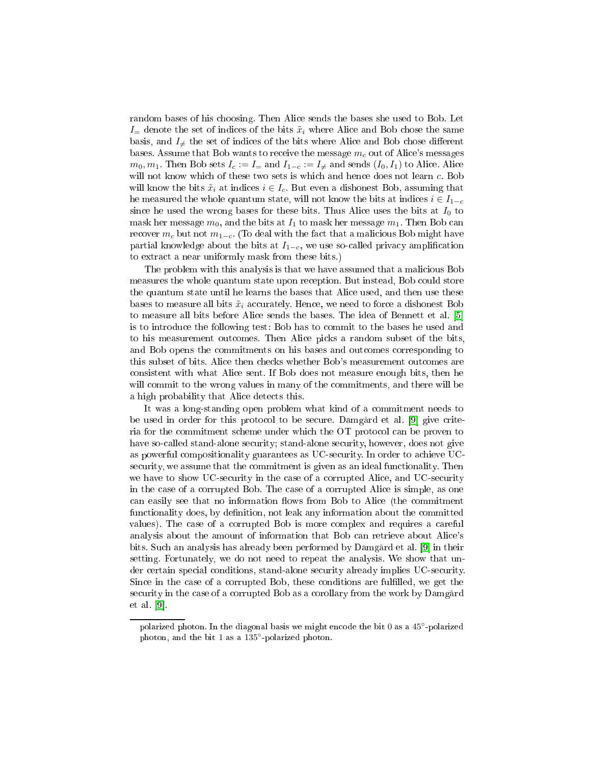random bases of his choosing. Then Alice sends the bases she used to Bob. Let $I_=$ denote the set of indices of the bits $\tilde{x}_i$ where Alice and Bob chose the same basis, and $I_{\neq}$ the set of indices of the bits where Alice and Bob chose different bases. Assume that Bob wants to receive the message $m_c$ out of Alice's messages $m_0, m_1$. Then Bob sets $I_c := I_=$ and $I_{1-c} := I_{\neq}$ and sends $(I_0, I_1)$ to Alice. Alice will not know which of these two sets is which and hence does not learn $c$. Bob will know the bits $\tilde{x}_i$ at indices $i \in I_c$. But even a dishonest Bob, assuming that he measured the whole quantum state, will not know the bits at indices $i \in I_{1-c}$ since he used the wrong bases for these bits. Thus Alice uses the bits at $I_0$ to mask her message $m_0$, and the bits at $I_1$ to mask her message $m_1$. Then Bob can recover $m_c$ but not $m_{1-c}$. (To deal with the fact that a malicious Bob might have partial knowledge about the bits at $I_{1-c}$, we use so-called privacy amplification to extract a near uniformly mask from these bits.)

The problem with this analysis is that we have assumed that a malicious Bob measures the whole quantum state upon reception. But instead, Bob could store the quantum state until he learns the bases that Alice used, and then use these bases to measure all bits $\tilde{x}_i$ accurately. Hence, we need to force a dishonest Bob to measure all bits before Alice sends the bases. The idea of Bennett et al. [5] is to introduce the following test: Bob has to commit to the bases he used and to his measurement outcomes. Then Alice picks a random subset of the bits, and Bob opens the commitments on his bases and outcomes corresponding to this subset of bits. Alice then checks whether Bob's measurement outcomes are consistent with what Alice sent. If Bob does not measure enough bits, then he will commit to the wrong values in many of the commitments, and there will be a high probability that Alice detects this.

It was a long-standing open problem what kind of a commitment needs to be used in order for this protocol to be secure. Damgård et al. [9] give criteria for the commitment scheme under which the OT protocol can be proven to have so-called stand-alone security; stand-alone security, however, does not give as powerful compositionality guarantees as UC-security. In order to achieve UC-security, we assume that the commitment is given as an ideal functionality. Then we have to show UC-security in the case of a corrupted Alice, and UC-security in the case of a corrupted Bob. The case of a corrupted Alice is simple, as one can easily see that no information flows from Bob to Alice (the commitment functionality does, by definition, not leak any information about the committed values). The case of a corrupted Bob is more complex and requires a careful analysis about the amount of information that Bob can retrieve about Alice's bits. Such an analysis has already been performed by Damgård et al. [9] in their setting. Fortunately, we do not need to repeat the analysis. We show that under certain special conditions, stand-alone security already implies UC-security. Since in the case of a corrupted Bob, these conditions are fulfilled, we get the security in the case of a corrupted Bob as a corollary from the work by Damgård et al. [9].

polarized photon. In the diagonal basis we might encode the bit 0 as a $45°$-polarized photon, and the bit 1 as a $135°$-polarized photon.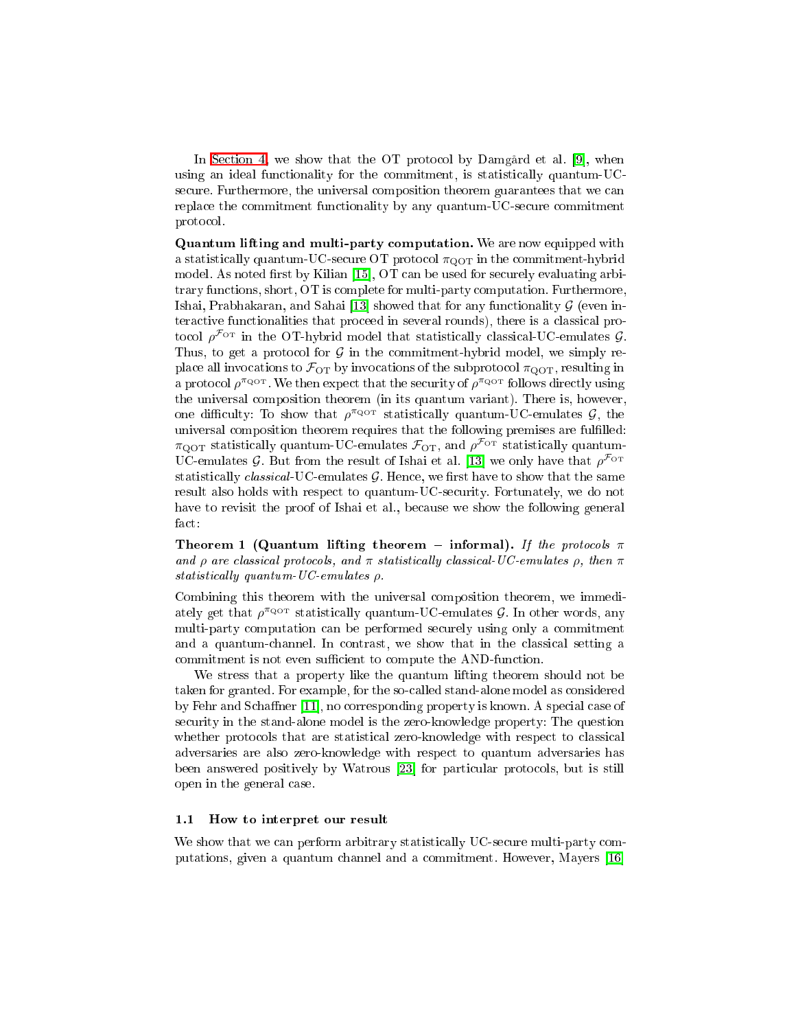In Section 4, we show that the OT protocol by Damgård et al. [9], when using an ideal functionality for the commitment, is statistically quantum-UC-secure. Furthermore, the universal composition theorem guarantees that we can replace the commitment functionality by any quantum-UC-secure commitment protocol.

**Quantum lifting and multi-party computation.** We are now equipped with a statistically quantum-UC-secure OT protocol $\pi_{\mathrm{QOT}}$ in the commitment-hybrid model. As noted first by Kilian [15], OT can be used for securely evaluating arbitrary functions, short, OT is complete for multi-party computation. Furthermore, Ishai, Prabhakaran, and Sahai [13] showed that for any functionality $\mathcal{G}$ (even interactive functionalities that proceed in several rounds), there is a classical protocol $\rho^{\mathcal{F}_{\mathrm{OT}}}$ in the OT-hybrid model that statistically classical-UC-emulates $\mathcal{G}$. Thus, to get a protocol for $\mathcal{G}$ in the commitment-hybrid model, we simply replace all invocations to $\mathcal{F}_{\mathrm{OT}}$ by invocations of the subprotocol $\pi_{\mathrm{QOT}}$, resulting in a protocol $\rho^{\pi_{\mathrm{QOT}}}$. We then expect that the security of $\rho^{\pi_{\mathrm{QOT}}}$ follows directly using the universal composition theorem (in its quantum variant). There is, however, one difficulty: To show that $\rho^{\pi_{\mathrm{QOT}}}$ statistically quantum-UC-emulates $\mathcal{G}$, the universal composition theorem requires that the following premises are fulfilled: $\pi_{\mathrm{QOT}}$ statistically quantum-UC-emulates $\mathcal{F}_{\mathrm{OT}}$, and $\rho^{\mathcal{F}_{\mathrm{OT}}}$ statistically quantum-UC-emulates $\mathcal{G}$. But from the result of Ishai et al. [13] we only have that $\rho^{\mathcal{F}_{\mathrm{OT}}}$ statistically *classical*-UC-emulates $\mathcal{G}$. Hence, we first have to show that the same result also holds with respect to quantum-UC-security. Fortunately, we do not have to revisit the proof of Ishai et al., because we show the following general fact:

**Theorem 1 (Quantum lifting theorem – informal).** *If the protocols $\pi$ and $\rho$ are classical protocols, and $\pi$ statistically classical-UC-emulates $\rho$, then $\pi$ statistically quantum-UC-emulates $\rho$.*

Combining this theorem with the universal composition theorem, we immediately get that $\rho^{\pi_{\mathrm{QOT}}}$ statistically quantum-UC-emulates $\mathcal{G}$. In other words, any multi-party computation can be performed securely using only a commitment and a quantum-channel. In contrast, we show that in the classical setting a commitment is not even sufficient to compute the AND-function.

We stress that a property like the quantum lifting theorem should not be taken for granted. For example, for the so-called stand-alone model as considered by Fehr and Schaffner [11], no corresponding property is known. A special case of security in the stand-alone model is the zero-knowledge property: The question whether protocols that are statistical zero-knowledge with respect to classical adversaries are also zero-knowledge with respect to quantum adversaries has been answered positively by Watrous [23] for particular protocols, but is still open in the general case.

### 1.1 How to interpret our result

We show that we can perform arbitrary statistically UC-secure multi-party computations, given a quantum channel and a commitment. However, Mayers [16]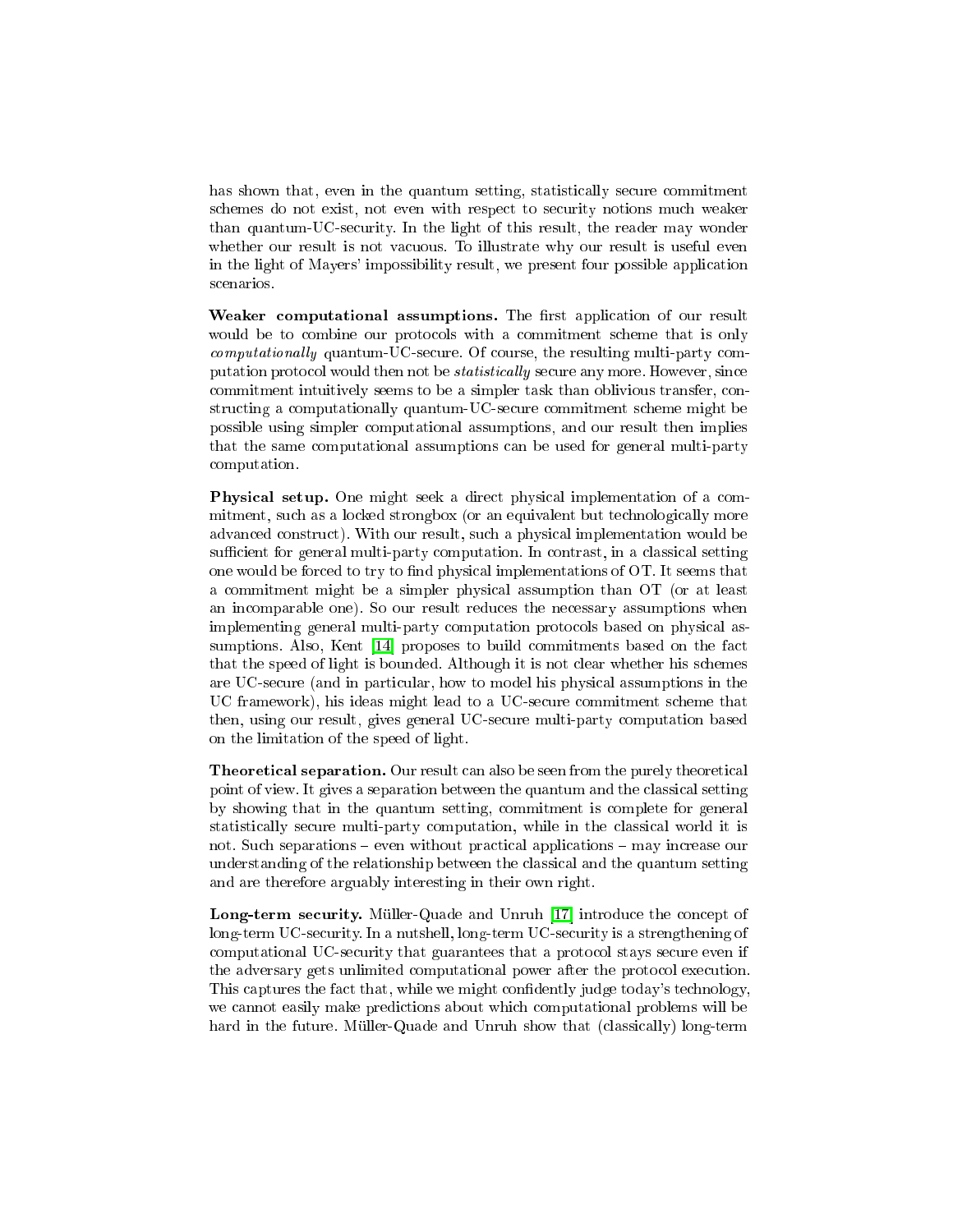has shown that, even in the quantum setting, statistically secure commitment schemes do not exist, not even with respect to security notions much weaker than quantum-UC-security. In the light of this result, the reader may wonder whether our result is not vacuous. To illustrate why our result is useful even in the light of Mayers' impossibility result, we present four possible application scenarios.

**Weaker computational assumptions.** The first application of our result would be to combine our protocols with a commitment scheme that is only *computationally* quantum-UC-secure. Of course, the resulting multi-party computation protocol would then not be *statistically* secure any more. However, since commitment intuitively seems to be a simpler task than oblivious transfer, constructing a computationally quantum-UC-secure commitment scheme might be possible using simpler computational assumptions, and our result then implies that the same computational assumptions can be used for general multi-party computation.

**Physical setup.** One might seek a direct physical implementation of a commitment, such as a locked strongbox (or an equivalent but technologically more advanced construct). With our result, such a physical implementation would be sufficient for general multi-party computation. In contrast, in a classical setting one would be forced to try to find physical implementations of OT. It seems that a commitment might be a simpler physical assumption than OT (or at least an incomparable one). So our result reduces the necessary assumptions when implementing general multi-party computation protocols based on physical assumptions. Also, Kent [14] proposes to build commitments based on the fact that the speed of light is bounded. Although it is not clear whether his schemes are UC-secure (and in particular, how to model his physical assumptions in the UC framework), his ideas might lead to a UC-secure commitment scheme that then, using our result, gives general UC-secure multi-party computation based on the limitation of the speed of light.

**Theoretical separation.** Our result can also be seen from the purely theoretical point of view. It gives a separation between the quantum and the classical setting by showing that in the quantum setting, commitment is complete for general statistically secure multi-party computation, while in the classical world it is not. Such separations – even without practical applications – may increase our understanding of the relationship between the classical and the quantum setting and are therefore arguably interesting in their own right.

**Long-term security.** Müller-Quade and Unruh [17] introduce the concept of long-term UC-security. In a nutshell, long-term UC-security is a strengthening of computational UC-security that guarantees that a protocol stays secure even if the adversary gets unlimited computational power after the protocol execution. This captures the fact that, while we might confidently judge today's technology, we cannot easily make predictions about which computational problems will be hard in the future. Müller-Quade and Unruh show that (classically) long-term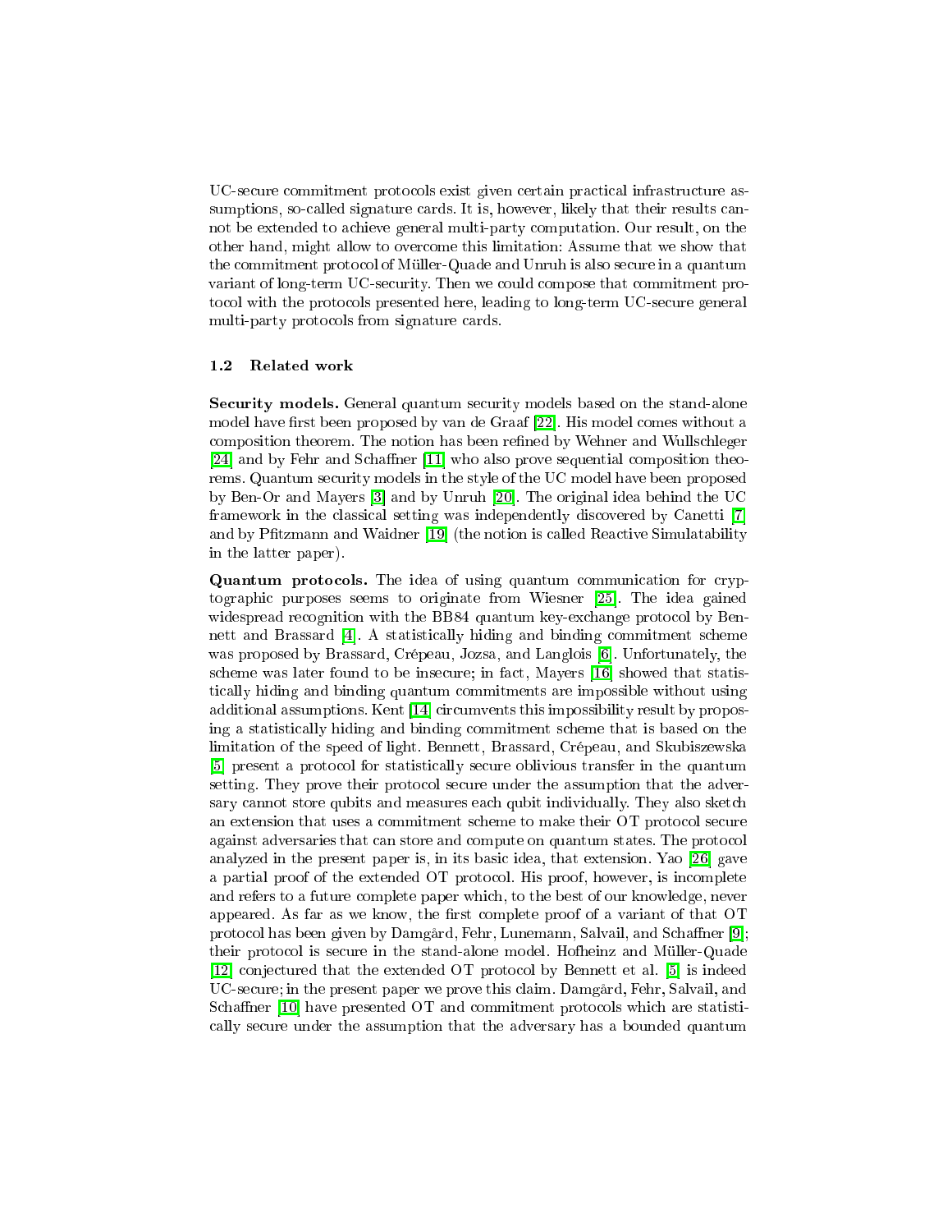UC-secure commitment protocols exist given certain practical infrastructure assumptions, so-called signature cards. It is, however, likely that their results cannot be extended to achieve general multi-party computation. Our result, on the other hand, might allow to overcome this limitation: Assume that we show that the commitment protocol of Müller-Quade and Unruh is also secure in a quantum variant of long-term UC-security. Then we could compose that commitment protocol with the protocols presented here, leading to long-term UC-secure general multi-party protocols from signature cards.

### 1.2 Related work

**Security models.** General quantum security models based on the stand-alone model have first been proposed by van de Graaf [22]. His model comes without a composition theorem. The notion has been refined by Wehner and Wullschleger [24] and by Fehr and Schaffner [11] who also prove sequential composition theorems. Quantum security models in the style of the UC model have been proposed by Ben-Or and Mayers [3] and by Unruh [20]. The original idea behind the UC framework in the classical setting was independently discovered by Canetti [7] and by Pfitzmann and Waidner [19] (the notion is called Reactive Simulatability in the latter paper).

**Quantum protocols.** The idea of using quantum communication for cryptographic purposes seems to originate from Wiesner [25]. The idea gained widespread recognition with the BB84 quantum key-exchange protocol by Bennett and Brassard [4]. A statistically hiding and binding commitment scheme was proposed by Brassard, Crépeau, Jozsa, and Langlois [6]. Unfortunately, the scheme was later found to be insecure; in fact, Mayers [16] showed that statistically hiding and binding quantum commitments are impossible without using additional assumptions. Kent [14] circumvents this impossibility result by proposing a statistically hiding and binding commitment scheme that is based on the limitation of the speed of light. Bennett, Brassard, Crépeau, and Skubiszewska [5] present a protocol for statistically secure oblivious transfer in the quantum setting. They prove their protocol secure under the assumption that the adversary cannot store qubits and measures each qubit individually. They also sketch an extension that uses a commitment scheme to make their OT protocol secure against adversaries that can store and compute on quantum states. The protocol analyzed in the present paper is, in its basic idea, that extension. Yao [26] gave a partial proof of the extended OT protocol. His proof, however, is incomplete and refers to a future complete paper which, to the best of our knowledge, never appeared. As far as we know, the first complete proof of a variant of that OT protocol has been given by Damgård, Fehr, Lunemann, Salvail, and Schaffner [9]; their protocol is secure in the stand-alone model. Hofheinz and Müller-Quade [12] conjectured that the extended OT protocol by Bennett et al. [5] is indeed UC-secure; in the present paper we prove this claim. Damgård, Fehr, Salvail, and Schaffner [10] have presented OT and commitment protocols which are statistically secure under the assumption that the adversary has a bounded quantum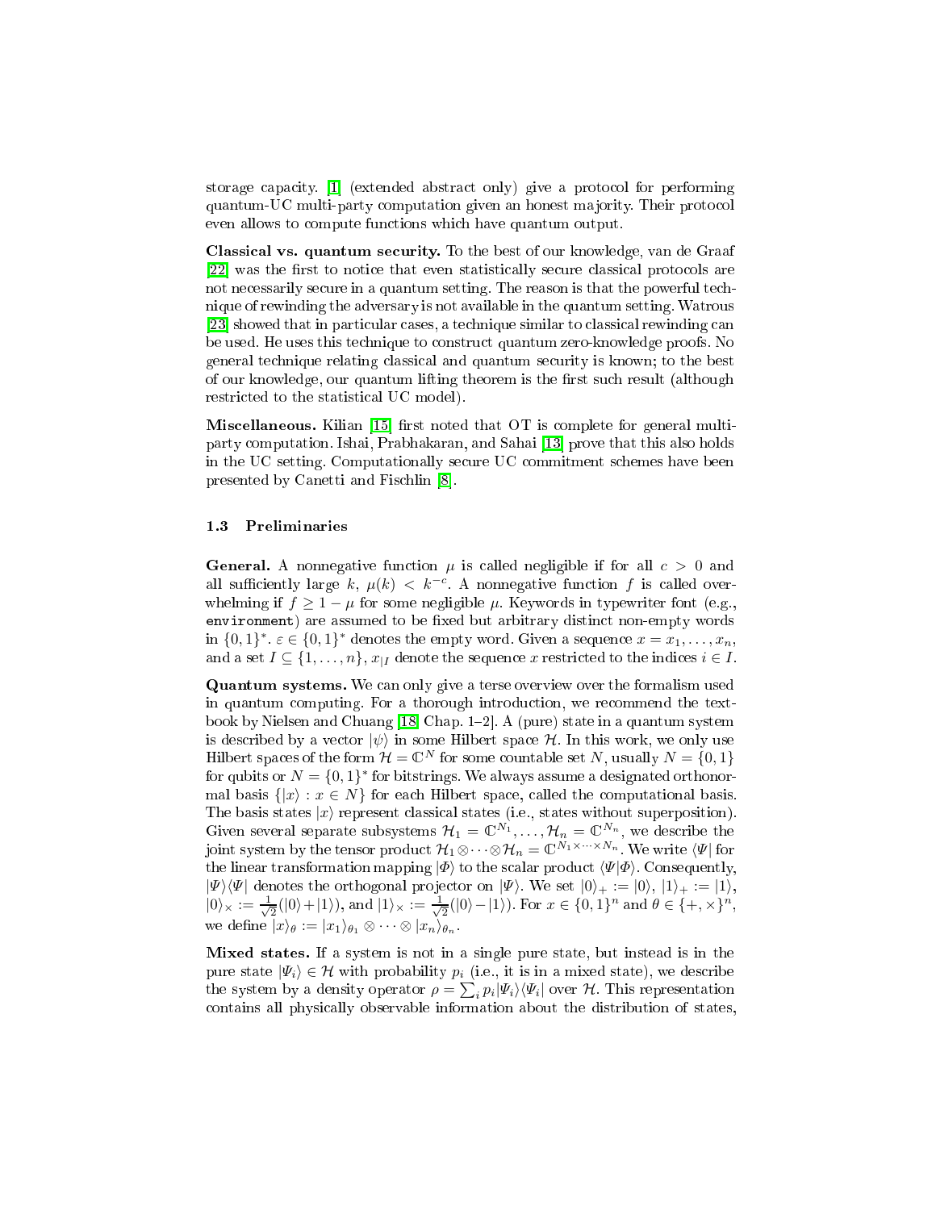storage capacity. [1] (extended abstract only) give a protocol for performing quantum-UC multi-party computation given an honest majority. Their protocol even allows to compute functions which have quantum output.

**Classical vs. quantum security.** To the best of our knowledge, van de Graaf [22] was the first to notice that even statistically secure classical protocols are not necessarily secure in a quantum setting. The reason is that the powerful technique of rewinding the adversary is not available in the quantum setting. Watrous [23] showed that in particular cases, a technique similar to classical rewinding can be used. He uses this technique to construct quantum zero-knowledge proofs. No general technique relating classical and quantum security is known; to the best of our knowledge, our quantum lifting theorem is the first such result (although restricted to the statistical UC model).

**Miscellaneous.** Kilian [15] first noted that OT is complete for general multi-party computation. Ishai, Prabhakaran, and Sahai [13] prove that this also holds in the UC setting. Computationally secure UC commitment schemes have been presented by Canetti and Fischlin [8].

### 1.3 Preliminaries

**General.** A nonnegative function $\mu$ is called negligible if for all $c > 0$ and all sufficiently large $k$, $\mu(k) < k^{-c}$. A nonnegative function $f$ is called overwhelming if $f \geq 1 - \mu$ for some negligible $\mu$. Keywords in typewriter font (e.g., `environment`) are assumed to be fixed but arbitrary distinct non-empty words in $\{0,1\}^*$. $\varepsilon \in \{0,1\}^*$ denotes the empty word. Given a sequence $x = x_1, \dots, x_n$, and a set $I \subseteq \{1, \dots, n\}$, $x_{|I}$ denote the sequence $x$ restricted to the indices $i \in I$.

**Quantum systems.** We can only give a terse overview over the formalism used in quantum computing. For a thorough introduction, we recommend the textbook by Nielsen and Chuang [18, Chap. 1–2]. A (pure) state in a quantum system is described by a vector $|\psi\rangle$ in some Hilbert space $\mathcal{H}$. In this work, we only use Hilbert spaces of the form $\mathcal{H} = \mathbb{C}^N$ for some countable set $N$, usually $N = \{0,1\}$ for qubits or $N = \{0,1\}^*$ for bitstrings. We always assume a designated orthonormal basis $\{|x\rangle : x \in N\}$ for each Hilbert space, called the computational basis. The basis states $|x\rangle$ represent classical states (i.e., states without superposition). Given several separate subsystems $\mathcal{H}_1 = \mathbb{C}^{N_1}, \dots, \mathcal{H}_n = \mathbb{C}^{N_n}$, we describe the joint system by the tensor product $\mathcal{H}_1 \otimes \dots \otimes \mathcal{H}_n = \mathbb{C}^{N_1 \times \dots \times N_n}$. We write $\langle\Psi|$ for the linear transformation mapping $|\Phi\rangle$ to the scalar product $\langle\Psi|\Phi\rangle$. Consequently, $|\Psi\rangle\langle\Psi|$ denotes the orthogonal projector on $|\Psi\rangle$. We set $|0\rangle_+ := |0\rangle$, $|1\rangle_+ := |1\rangle$, $|0\rangle_\times := \frac{1}{\sqrt{2}}(|0\rangle + |1\rangle)$, and $|1\rangle_\times := \frac{1}{\sqrt{2}}(|0\rangle - |1\rangle)$. For $x \in \{0,1\}^n$ and $\theta \in \{+,\times\}^n$, we define $|x\rangle_\theta := |x_1\rangle_{\theta_1} \otimes \dots \otimes |x_n\rangle_{\theta_n}$.

**Mixed states.** If a system is not in a single pure state, but instead is in the pure state $|\Psi_i\rangle \in \mathcal{H}$ with probability $p_i$ (i.e., it is in a mixed state), we describe the system by a density operator $\rho = \sum_i p_i |\Psi_i\rangle\langle\Psi_i|$ over $\mathcal{H}$. This representation contains all physically observable information about the distribution of states,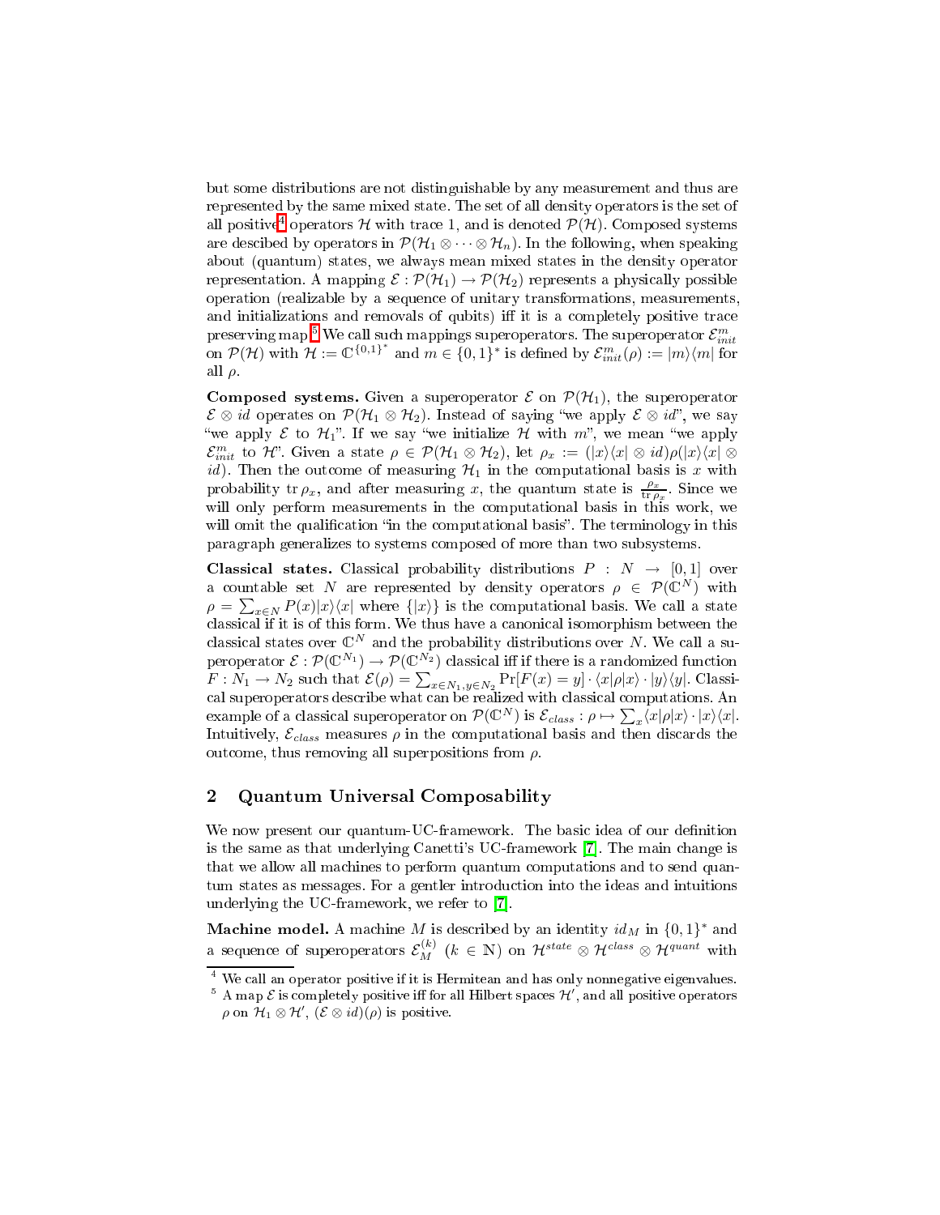but some distributions are not distinguishable by any measurement and thus are represented by the same mixed state. The set of all density operators is the set of all positive[4] operators $\mathcal{H}$ with trace 1, and is denoted $\mathcal{P}(\mathcal{H})$. Composed systems are descibed by operators in $\mathcal{P}(\mathcal{H}_1 \otimes \cdots \otimes \mathcal{H}_n)$. In the following, when speaking about (quantum) states, we always mean mixed states in the density operator representation. A mapping $\mathcal{E} : \mathcal{P}(\mathcal{H}_1) \to \mathcal{P}(\mathcal{H}_2)$ represents a physically possible operation (realizable by a sequence of unitary transformations, measurements, and initializations and removals of qubits) iff it is a completely positive trace preserving map.[5] We call such mappings superoperators. The superoperator $\mathcal{E}^m_{init}$ on $\mathcal{P}(\mathcal{H})$ with $\mathcal{H} := \mathbb{C}^{\{0,1\}^*}$ and $m \in \{0,1\}^*$ is defined by $\mathcal{E}^m_{init}(\rho) := |m\rangle\langle m|$ for all $\rho$.

**Composed systems.** Given a superoperator $\mathcal{E}$ on $\mathcal{P}(\mathcal{H}_1)$, the superoperator $\mathcal{E} \otimes id$ operates on $\mathcal{P}(\mathcal{H}_1 \otimes \mathcal{H}_2)$. Instead of saying "we apply $\mathcal{E} \otimes id$", we say "we apply $\mathcal{E}$ to $\mathcal{H}_1$". If we say "we initialize $\mathcal{H}$ with $m$", we mean "we apply $\mathcal{E}^m_{init}$ to $\mathcal{H}$". Given a state $\rho \in \mathcal{P}(\mathcal{H}_1 \otimes \mathcal{H}_2)$, let $\rho_x := (|x\rangle\langle x| \otimes id)\rho(|x\rangle\langle x| \otimes id)$. Then the outcome of measuring $\mathcal{H}_1$ in the computational basis is $x$ with probability $\operatorname{tr} \rho_x$, and after measuring $x$, the quantum state is $\frac{\rho_x}{\operatorname{tr} \rho_x}$. Since we will only perform measurements in the computational basis in this work, we will omit the qualification "in the computational basis". The terminology in this paragraph generalizes to systems composed of more than two subsystems.

**Classical states.** Classical probability distributions $P : N \to [0,1]$ over a countable set $N$ are represented by density operators $\rho \in \mathcal{P}(\mathbb{C}^N)$ with $\rho = \sum_{x \in N} P(x)|x\rangle\langle x|$ where $\{|x\rangle\}$ is the computational basis. We call a state classical if it is of this form. We thus have a canonical isomorphism between the classical states over $\mathbb{C}^N$ and the probability distributions over $N$. We call a superoperator $\mathcal{E} : \mathcal{P}(\mathbb{C}^{N_1}) \to \mathcal{P}(\mathbb{C}^{N_2})$ classical iff if there is a randomized function $F : N_1 \to N_2$ such that $\mathcal{E}(\rho) = \sum_{x \in N_1, y \in N_2} \Pr[F(x) = y] \cdot \langle x|\rho|x\rangle \cdot |y\rangle\langle y|$. Classical superoperators describe what can be realized with classical computations. An example of a classical superoperator on $\mathcal{P}(\mathbb{C}^N)$ is $\mathcal{E}_{class} : \rho \mapsto \sum_x \langle x|\rho|x\rangle \cdot |x\rangle\langle x|$. Intuitively, $\mathcal{E}_{class}$ measures $\rho$ in the computational basis and then discards the outcome, thus removing all superpositions from $\rho$.

## 2 Quantum Universal Composability

We now present our quantum-UC-framework. The basic idea of our definition is the same as that underlying Canetti's UC-framework [7]. The main change is that we allow all machines to perform quantum computations and to send quantum states as messages. For a gentler introduction into the ideas and intuitions underlying the UC-framework, we refer to [7].

**Machine model.** A machine $M$ is described by an identity $id_M$ in $\{0,1\}^*$ and a sequence of superoperators $\mathcal{E}^{(k)}_M$ ($k \in \mathbb{N}$) on $\mathcal{H}^{state} \otimes \mathcal{H}^{class} \otimes \mathcal{H}^{quant}$ with

[4] We call an operator positive if it is Hermitean and has only nonnegative eigenvalues.

[5] A map $\mathcal{E}$ is completely positive iff for all Hilbert spaces $\mathcal{H}'$, and all positive operators $\rho$ on $\mathcal{H}_1 \otimes \mathcal{H}'$, $(\mathcal{E} \otimes id)(\rho)$ is positive.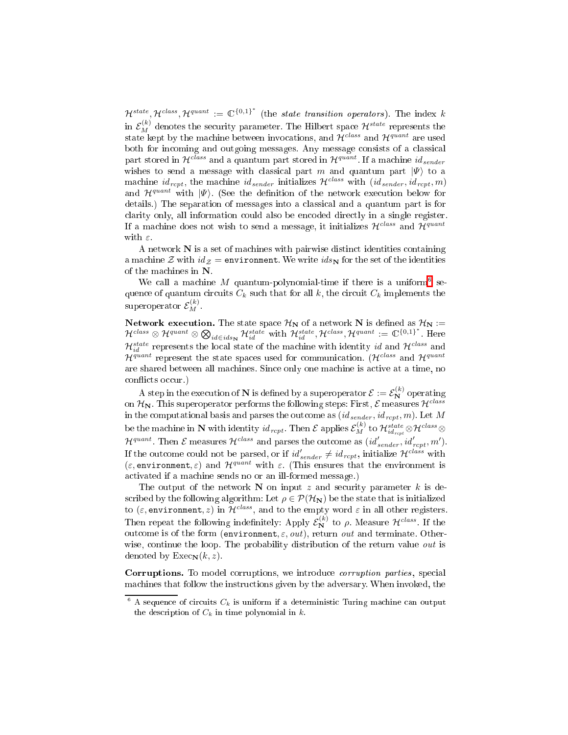$\mathcal{H}^{state}, \mathcal{H}^{class}, \mathcal{H}^{quant} := \mathbb{C}^{\{0,1\}^*}$ (the *state transition operators*). The index $k$ in $\mathcal{E}_M^{(k)}$ denotes the security parameter. The Hilbert space $\mathcal{H}^{state}$ represents the state kept by the machine between invocations, and $\mathcal{H}^{class}$ and $\mathcal{H}^{quant}$ are used both for incoming and outgoing messages. Any message consists of a classical part stored in $\mathcal{H}^{class}$ and a quantum part stored in $\mathcal{H}^{quant}$. If a machine $id_{sender}$ wishes to send a message with classical part $m$ and quantum part $|\Psi\rangle$ to a machine $id_{rcpt}$, the machine $id_{sender}$ initializes $\mathcal{H}^{class}$ with $(id_{sender}, id_{rcpt}, m)$ and $\mathcal{H}^{quant}$ with $|\Psi\rangle$. (See the definition of the network execution below for details.) The separation of messages into a classical and a quantum part is for clarity only, all information could also be encoded directly in a single register. If a machine does not wish to send a message, it initializes $\mathcal{H}^{class}$ and $\mathcal{H}^{quant}$ with $\varepsilon$.

A network $\mathbf{N}$ is a set of machines with pairwise distinct identities containing a machine $\mathcal{Z}$ with $id_{\mathcal{Z}} = \texttt{environment}$. We write $ids_{\mathbf{N}}$ for the set of the identities of the machines in $\mathbf{N}$.

We call a machine $M$ quantum-polynomial-time if there is a uniform[6] sequence of quantum circuits $C_k$ such that for all $k$, the circuit $C_k$ implements the superoperator $\mathcal{E}_M^{(k)}$.

**Network execution.** The state space $\mathcal{H}_{\mathbf{N}}$ of a network $\mathbf{N}$ is defined as $\mathcal{H}_{\mathbf{N}} := \mathcal{H}^{class} \otimes \mathcal{H}^{quant} \otimes \bigotimes_{id \in ids_{\mathbf{N}}} \mathcal{H}_{id}^{state}$ with $\mathcal{H}_{id}^{state}, \mathcal{H}^{class}, \mathcal{H}^{quant} := \mathbb{C}^{\{0,1\}^*}$. Here $\mathcal{H}_{id}^{state}$ represents the local state of the machine with identity $id$ and $\mathcal{H}^{class}$ and $\mathcal{H}^{quant}$ represent the state spaces used for communication. ($\mathcal{H}^{class}$ and $\mathcal{H}^{quant}$ are shared between all machines. Since only one machine is active at a time, no conflicts occur.)

A step in the execution of $\mathbf{N}$ is defined by a superoperator $\mathcal{E} := \mathcal{E}_{\mathbf{N}}^{(k)}$ operating on $\mathcal{H}_{\mathbf{N}}$. This superoperator performs the following steps: First, $\mathcal{E}$ measures $\mathcal{H}^{class}$ in the computational basis and parses the outcome as $(id_{sender}, id_{rcpt}, m)$. Let $M$ be the machine in $\mathbf{N}$ with identity $id_{rcpt}$. Then $\mathcal{E}$ applies $\mathcal{E}_M^{(k)}$ to $\mathcal{H}_{id_{rcpt}}^{state} \otimes \mathcal{H}^{class} \otimes \mathcal{H}^{quant}$. Then $\mathcal{E}$ measures $\mathcal{H}^{class}$ and parses the outcome as $(id'_{sender}, id'_{rcpt}, m')$. If the outcome could not be parsed, or if $id'_{sender} \neq id_{rcpt}$, initialize $\mathcal{H}^{class}$ with $(\varepsilon, \texttt{environment}, \varepsilon)$ and $\mathcal{H}^{quant}$ with $\varepsilon$. (This ensures that the environment is activated if a machine sends no or an ill-formed message.)

The output of the network $\mathbf{N}$ on input $z$ and security parameter $k$ is described by the following algorithm: Let $\rho \in \mathcal{P}(\mathcal{H}_{\mathbf{N}})$ be the state that is initialized to $(\varepsilon, \texttt{environment}, z)$ in $\mathcal{H}^{class}$, and to the empty word $\varepsilon$ in all other registers. Then repeat the following indefinitely: Apply $\mathcal{E}_{\mathbf{N}}^{(k)}$ to $\rho$. Measure $\mathcal{H}^{class}$. If the outcome is of the form $(\texttt{environment}, \varepsilon, out)$, return $out$ and terminate. Otherwise, continue the loop. The probability distribution of the return value $out$ is denoted by $\mathrm{Exec}_{\mathbf{N}}(k, z)$.

**Corruptions.** To model corruptions, we introduce *corruption parties*, special machines that follow the instructions given by the adversary. When invoked, the

[6] A sequence of circuits $C_k$ is uniform if a deterministic Turing machine can output the description of $C_k$ in time polynomial in $k$.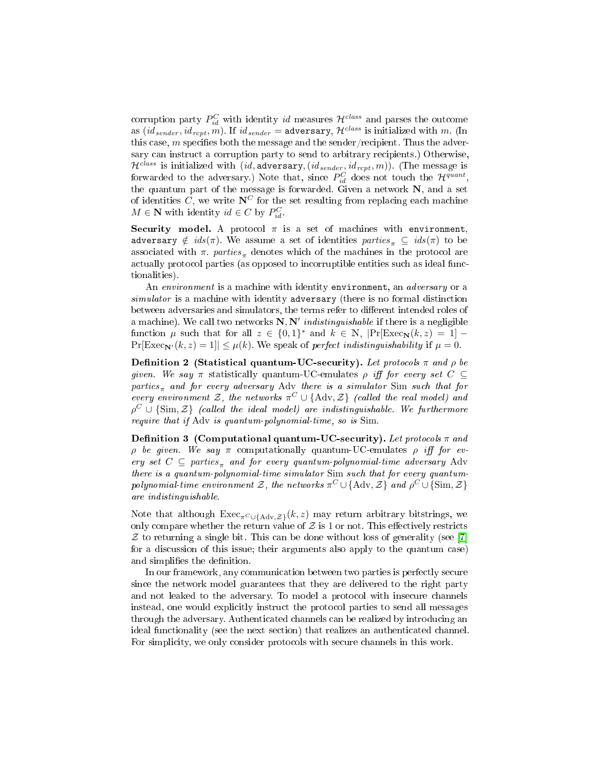corruption party $P_{id}^C$ with identity $id$ measures $\mathcal{H}^{class}$ and parses the outcome as $(id_{sender}, id_{rcpt}, m)$. If $id_{sender} = \texttt{adversary}$, $\mathcal{H}^{class}$ is initialized with $m$. (In this case, $m$ specifies both the message and the sender/recipient. Thus the adversary can instruct a corruption party to send to arbitrary recipients.) Otherwise, $\mathcal{H}^{class}$ is initialized with $(id, \texttt{adversary}, (id_{sender}, id_{rcpt}, m))$. (The message is forwarded to the adversary.) Note that, since $P_{id}^C$ does not touch the $\mathcal{H}^{quant}$, the quantum part of the message is forwarded. Given a network $\mathbf{N}$, and a set of identities $C$, we write $\mathbf{N}^C$ for the set resulting from replacing each machine $M \in \mathbf{N}$ with identity $id \in C$ by $P_{id}^C$.

**Security model.** A protocol $\pi$ is a set of machines with `environment`, `adversary` $\notin ids(\pi)$. We assume a set of identities $parties_\pi \subseteq ids(\pi)$ to be associated with $\pi$. $parties_\pi$ denotes which of the machines in the protocol are actually protocol parties (as opposed to incorruptible entities such as ideal functionalities).

An *environment* is a machine with identity `environment`, an *adversary* or a *simulator* is a machine with identity `adversary` (there is no formal distinction between adversaries and simulators, the terms refer to different intended roles of a machine). We call two networks $\mathbf{N}, \mathbf{N}'$ *indistinguishable* if there is a negligible function $\mu$ such that for all $z \in \{0,1\}^*$ and $k \in \mathbb{N}$, $|\Pr[\mathrm{Exec}_{\mathbf{N}}(k,z) = 1] - \Pr[\mathrm{Exec}_{\mathbf{N}'}(k,z) = 1]| \le \mu(k)$. We speak of *perfect indistinguishability* if $\mu = 0$.

**Definition 2 (Statistical quantum-UC-security).** *Let protocols $\pi$ and $\rho$ be given. We say $\pi$ statistically quantum-UC-emulates $\rho$ iff for every set $C \subseteq parties_\pi$ and for every adversary $\mathrm{Adv}$ there is a simulator $\mathrm{Sim}$ such that for every environment $\mathcal{Z}$, the networks $\pi^C \cup \{\mathrm{Adv}, \mathcal{Z}\}$ (called the real model) and $\rho^C \cup \{\mathrm{Sim}, \mathcal{Z}\}$ (called the ideal model) are indistinguishable. We furthermore require that if $\mathrm{Adv}$ is quantum-polynomial-time, so is $\mathrm{Sim}$.*

**Definition 3 (Computational quantum-UC-security).** *Let protocols $\pi$ and $\rho$ be given. We say $\pi$ computationally quantum-UC-emulates $\rho$ iff for every set $C \subseteq parties_\pi$ and for every quantum-polynomial-time adversary $\mathrm{Adv}$ there is a quantum-polynomial-time simulator $\mathrm{Sim}$ such that for every quantum-polynomial-time environment $\mathcal{Z}$, the networks $\pi^C \cup \{\mathrm{Adv}, \mathcal{Z}\}$ and $\rho^C \cup \{\mathrm{Sim}, \mathcal{Z}\}$ are indistinguishable.*

Note that although $\mathrm{Exec}_{\pi^C \cup \{\mathrm{Adv}, \mathcal{Z}\}}(k,z)$ may return arbitrary bitstrings, we only compare whether the return value of $\mathcal{Z}$ is 1 or not. This effectively restricts $\mathcal{Z}$ to returning a single bit. This can be done without loss of generality (see [7] for a discussion of this issue; their arguments also apply to the quantum case) and simplifies the definition.

In our framework, any communication between two parties is perfectly secure since the network model guarantees that they are delivered to the right party and not leaked to the adversary. To model a protocol with insecure channels instead, one would explicitly instruct the protocol parties to send all messages through the adversary. Authenticated channels can be realized by introducing an ideal functionality (see the next section) that realizes an authenticated channel. For simplicity, we only consider protocols with secure channels in this work.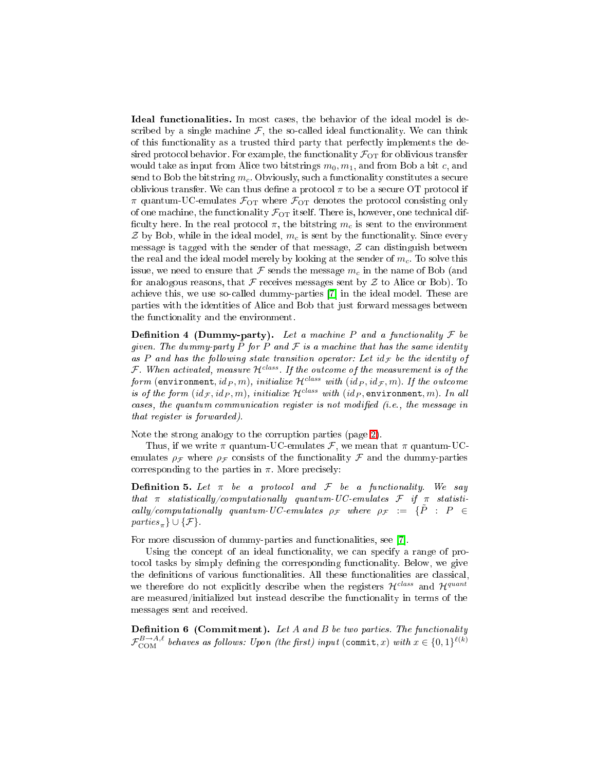**Ideal functionalities.** In most cases, the behavior of the ideal model is described by a single machine $\mathcal{F}$, the so-called ideal functionality. We can think of this functionality as a trusted third party that perfectly implements the desired protocol behavior. For example, the functionality $\mathcal{F}_{\mathrm{OT}}$ for oblivious transfer would take as input from Alice two bitstrings $m_0, m_1$, and from Bob a bit $c$, and send to Bob the bitstring $m_c$. Obviously, such a functionality constitutes a secure oblivious transfer. We can thus define a protocol $\pi$ to be a secure OT protocol if $\pi$ quantum-UC-emulates $\mathcal{F}_{\mathrm{OT}}$ where $\mathcal{F}_{\mathrm{OT}}$ denotes the protocol consisting only of one machine, the functionality $\mathcal{F}_{\mathrm{OT}}$ itself. There is, however, one technical difficulty here. In the real protocol $\pi$, the bitstring $m_c$ is sent to the environment $\mathcal{Z}$ by Bob, while in the ideal model, $m_c$ is sent by the functionality. Since every message is tagged with the sender of that message, $\mathcal{Z}$ can distinguish between the real and the ideal model merely by looking at the sender of $m_c$. To solve this issue, we need to ensure that $\mathcal{F}$ sends the message $m_c$ in the name of Bob (and for analogous reasons, that $\mathcal{F}$ receives messages sent by $\mathcal{Z}$ to Alice or Bob). To achieve this, we use so-called dummy-parties [7] in the ideal model. These are parties with the identities of Alice and Bob that just forward messages between the functionality and the environment.

**Definition 4 (Dummy-party).** *Let a machine $P$ and a functionality $\mathcal{F}$ be given. The dummy-party $\tilde{P}$ for $P$ and $\mathcal{F}$ is a machine that has the same identity as $P$ and has the following state transition operator: Let $id_{\mathcal{F}}$ be the identity of $\mathcal{F}$. When activated, measure $\mathcal{H}^{class}$. If the outcome of the measurement is of the form $(\texttt{environment}, id_P, m)$, initialize $\mathcal{H}^{class}$ with $(id_P, id_{\mathcal{F}}, m)$. If the outcome is of the form $(id_{\mathcal{F}}, id_P, m)$, initialize $\mathcal{H}^{class}$ with $(id_P, \texttt{environment}, m)$. In all cases, the quantum communication register is not modified (i.e., the message in that register is forwarded).*

Note the strong analogy to the corruption parties (page 2).

Thus, if we write $\pi$ quantum-UC-emulates $\mathcal{F}$, we mean that $\pi$ quantum-UC-emulates $\rho_{\mathcal{F}}$ where $\rho_{\mathcal{F}}$ consists of the functionality $\mathcal{F}$ and the dummy-parties corresponding to the parties in $\pi$. More precisely:

**Definition 5.** *Let $\pi$ be a protocol and $\mathcal{F}$ be a functionality. We say that $\pi$ statistically/computationally quantum-UC-emulates $\mathcal{F}$ if $\pi$ statistically/computationally quantum-UC-emulates $\rho_{\mathcal{F}}$ where $\rho_{\mathcal{F}} := \{\tilde{P} : P \in parties_{\pi}\} \cup \{\mathcal{F}\}$.*

For more discussion of dummy-parties and functionalities, see [7].

Using the concept of an ideal functionality, we can specify a range of protocol tasks by simply defining the corresponding functionality. Below, we give the definitions of various functionalities. All these functionalities are classical, we therefore do not explicitly describe when the registers $\mathcal{H}^{class}$ and $\mathcal{H}^{quant}$ are measured/initialized but instead describe the functionality in terms of the messages sent and received.

**Definition 6 (Commitment).** *Let $A$ and $B$ be two parties. The functionality $\mathcal{F}_{\mathrm{COM}}^{B\to A,\ell}$ behaves as follows: Upon (the first) input $(\texttt{commit}, x)$ with $x \in \{0,1\}^{\ell(k)}$*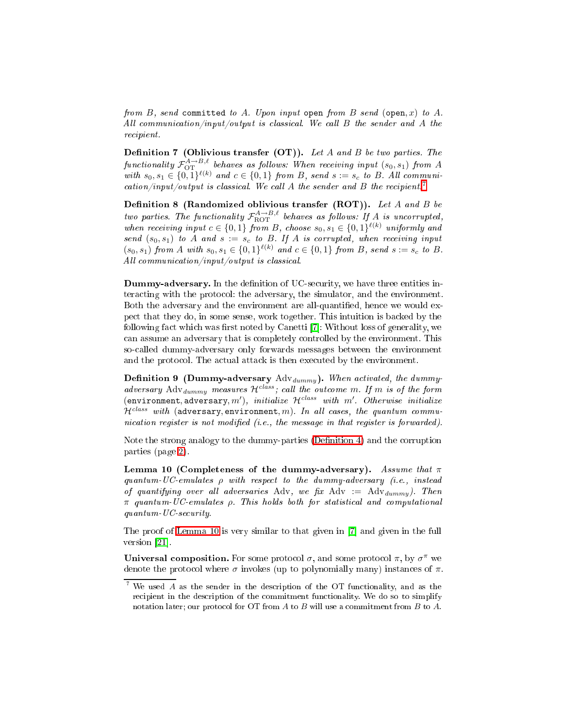*from $B$, send* `committed` *to $A$. Upon input* `open` *from $B$ send* (`open`, $x$) *to $A$. All communication/input/output is classical. We call $B$ the sender and $A$ the recipient.*

**Definition 7 (Oblivious transfer (OT)).** *Let $A$ and $B$ be two parties. The functionality $\mathcal{F}_{\mathrm{OT}}^{A\to B,\ell}$ behaves as follows: When receiving input $(s_0, s_1)$ from $A$ with $s_0, s_1 \in \{0,1\}^{\ell(k)}$ and $c \in \{0,1\}$ from $B$, send $s := s_c$ to $B$. All communication/input/output is classical. We call $A$ the sender and $B$ the recipient.*[7]

**Definition 8 (Randomized oblivious transfer (ROT)).** *Let $A$ and $B$ be two parties. The functionality $\mathcal{F}_{\mathrm{ROT}}^{A\to B,\ell}$ behaves as follows: If $A$ is uncorrupted, when receiving input $c \in \{0,1\}$ from $B$, choose $s_0, s_1 \in \{0,1\}^{\ell(k)}$ uniformly and send $(s_0, s_1)$ to $A$ and $s := s_c$ to $B$. If $A$ is corrupted, when receiving input $(s_0, s_1)$ from $A$ with $s_0, s_1 \in \{0,1\}^{\ell(k)}$ and $c \in \{0,1\}$ from $B$, send $s := s_c$ to $B$. All communication/input/output is classical.*

**Dummy-adversary.** In the definition of UC-security, we have three entities interacting with the protocol: the adversary, the simulator, and the environment. Both the adversary and the environment are all-quantified, hence we would expect that they do, in some sense, work together. This intuition is backed by the following fact which was first noted by Canetti [7]: Without loss of generality, we can assume an adversary that is completely controlled by the environment. This so-called dummy-adversary only forwards messages between the environment and the protocol. The actual attack is then executed by the environment.

**Definition 9 (Dummy-adversary $\mathrm{Adv}_{dummy}$).** *When activated, the dummy-adversary $\mathrm{Adv}_{dummy}$ measures $\mathcal{H}^{class}$; call the outcome $m$. If $m$ is of the form* (`environment`, `adversary`, $m'$)*, initialize $\mathcal{H}^{class}$ with $m'$. Otherwise initialize $\mathcal{H}^{class}$ with* (`adversary`, `environment`, $m$)*. In all cases, the quantum communication register is not modified (i.e., the message in that register is forwarded).*

Note the strong analogy to the dummy-parties (Definition 4) and the corruption parties (page 2).

**Lemma 10 (Completeness of the dummy-adversary).** *Assume that $\pi$ quantum-UC-emulates $\rho$ with respect to the dummy-adversary (i.e., instead of quantifying over all adversaries $\mathrm{Adv}$, we fix $\mathrm{Adv} := \mathrm{Adv}_{dummy}$). Then $\pi$ quantum-UC-emulates $\rho$. This holds both for statistical and computational quantum-UC-security.*

The proof of Lemma 10 is very similar to that given in [7] and given in the full version [21].

**Universal composition.** For some protocol $\sigma$, and some protocol $\pi$, by $\sigma^\pi$ we denote the protocol where $\sigma$ invokes (up to polynomially many) instances of $\pi$.

[7] We used $A$ as the sender in the description of the OT functionality, and as the recipient in the description of the commitment functionality. We do so to simplify notation later; our protocol for OT from $A$ to $B$ will use a commitment from $B$ to $A$.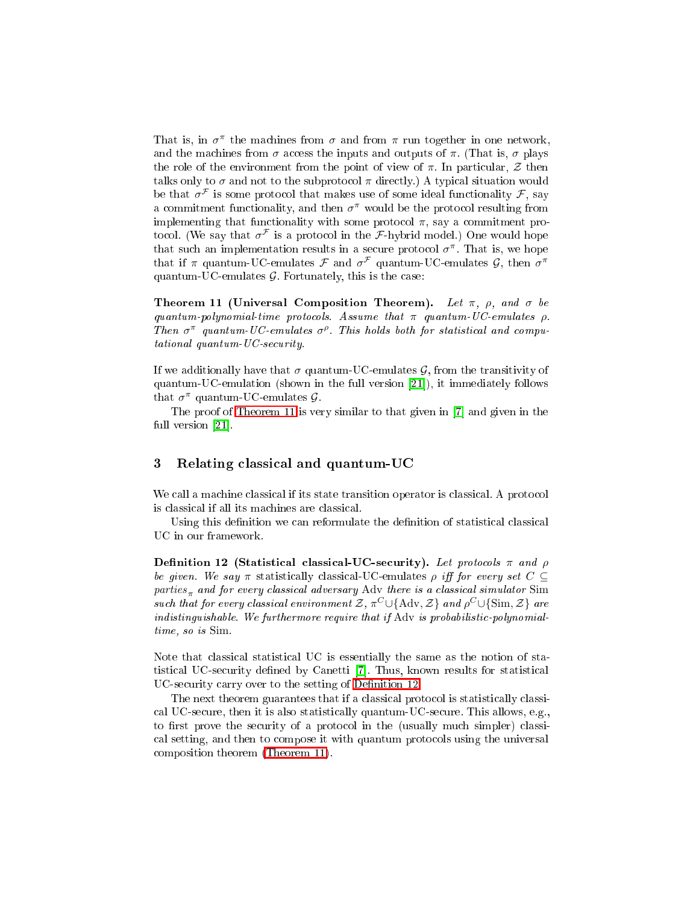That is, in $\sigma^\pi$ the machines from $\sigma$ and from $\pi$ run together in one network, and the machines from $\sigma$ access the inputs and outputs of $\pi$. (That is, $\sigma$ plays the role of the environment from the point of view of $\pi$. In particular, $\mathcal{Z}$ then talks only to $\sigma$ and not to the subprotocol $\pi$ directly.) A typical situation would be that $\sigma^{\mathcal{F}}$ is some protocol that makes use of some ideal functionality $\mathcal{F}$, say a commitment functionality, and then $\sigma^\pi$ would be the protocol resulting from implementing that functionality with some protocol $\pi$, say a commitment protocol. (We say that $\sigma^{\mathcal{F}}$ is a protocol in the $\mathcal{F}$-hybrid model.) One would hope that such an implementation results in a secure protocol $\sigma^\pi$. That is, we hope that if $\pi$ quantum-UC-emulates $\mathcal{F}$ and $\sigma^{\mathcal{F}}$ quantum-UC-emulates $\mathcal{G}$, then $\sigma^\pi$ quantum-UC-emulates $\mathcal{G}$. Fortunately, this is the case:

**Theorem 11 (Universal Composition Theorem).** *Let $\pi$, $\rho$, and $\sigma$ be quantum-polynomial-time protocols. Assume that $\pi$ quantum-UC-emulates $\rho$. Then $\sigma^\pi$ quantum-UC-emulates $\sigma^\rho$. This holds both for statistical and computational quantum-UC-security.*

If we additionally have that $\sigma$ quantum-UC-emulates $\mathcal{G}$, from the transitivity of quantum-UC-emulation (shown in the full version [21]), it immediately follows that $\sigma^\pi$ quantum-UC-emulates $\mathcal{G}$.

The proof of Theorem 11 is very similar to that given in [7] and given in the full version [21].

## 3 Relating classical and quantum-UC

We call a machine classical if its state transition operator is classical. A protocol is classical if all its machines are classical.

Using this definition we can reformulate the definition of statistical classical UC in our framework.

**Definition 12 (Statistical classical-UC-security).** *Let protocols $\pi$ and $\rho$ be given. We say $\pi$ statistically classical-UC-emulates $\rho$ iff for every set $C \subseteq parties_\pi$ and for every classical adversary $\mathrm{Adv}$ there is a classical simulator $\mathrm{Sim}$ such that for every classical environment $\mathcal{Z}$, $\pi^C \cup \{\mathrm{Adv}, \mathcal{Z}\}$ and $\rho^C \cup \{\mathrm{Sim}, \mathcal{Z}\}$ are indistinguishable. We furthermore require that if $\mathrm{Adv}$ is probabilistic-polynomial-time, so is $\mathrm{Sim}$.*

Note that classical statistical UC is essentially the same as the notion of statistical UC-security defined by Canetti [7]. Thus, known results for statistical UC-security carry over to the setting of Definition 12.

The next theorem guarantees that if a classical protocol is statistically classical UC-secure, then it is also statistically quantum-UC-secure. This allows, e.g., to first prove the security of a protocol in the (usually much simpler) classical setting, and then to compose it with quantum protocols using the universal composition theorem (Theorem 11).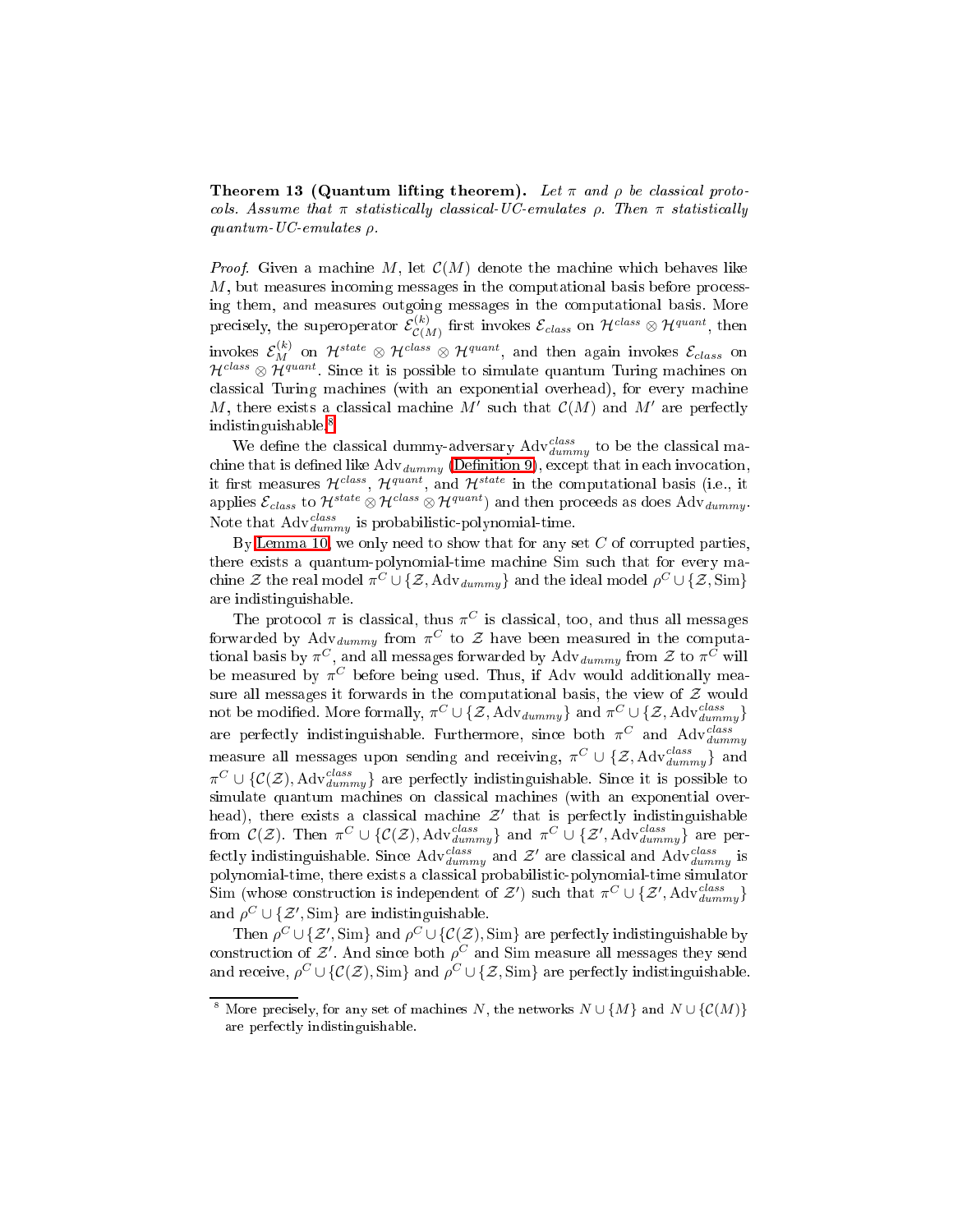**Theorem 13 (Quantum lifting theorem).** *Let $\pi$ and $\rho$ be classical protocols. Assume that $\pi$ statistically classical-UC-emulates $\rho$. Then $\pi$ statistically quantum-UC-emulates $\rho$.*

*Proof.* Given a machine $M$, let $\mathcal{C}(M)$ denote the machine which behaves like $M$, but measures incoming messages in the computational basis before processing them, and measures outgoing messages in the computational basis. More precisely, the superoperator $\mathcal{E}^{(k)}_{\mathcal{C}(M)}$ first invokes $\mathcal{E}_{class}$ on $\mathcal{H}^{class} \otimes \mathcal{H}^{quant}$, then invokes $\mathcal{E}^{(k)}_{M}$ on $\mathcal{H}^{state} \otimes \mathcal{H}^{class} \otimes \mathcal{H}^{quant}$, and then again invokes $\mathcal{E}_{class}$ on $\mathcal{H}^{class} \otimes \mathcal{H}^{quant}$. Since it is possible to simulate quantum Turing machines on classical Turing machines (with an exponential overhead), for every machine $M$, there exists a classical machine $M'$ such that $\mathcal{C}(M)$ and $M'$ are perfectly indistinguishable.[8]

We define the classical dummy-adversary $\mathrm{Adv}^{class}_{dummy}$ to be the classical machine that is defined like $\mathrm{Adv}_{dummy}$ (Definition 9), except that in each invocation, it first measures $\mathcal{H}^{class}$, $\mathcal{H}^{quant}$, and $\mathcal{H}^{state}$ in the computational basis (i.e., it applies $\mathcal{E}_{class}$ to $\mathcal{H}^{state} \otimes \mathcal{H}^{class} \otimes \mathcal{H}^{quant}$) and then proceeds as does $\mathrm{Adv}_{dummy}$. Note that $\mathrm{Adv}^{class}_{dummy}$ is probabilistic-polynomial-time.

By Lemma 10, we only need to show that for any set $C$ of corrupted parties, there exists a quantum-polynomial-time machine Sim such that for every machine $\mathcal{Z}$ the real model $\pi^C \cup \{\mathcal{Z}, \mathrm{Adv}_{dummy}\}$ and the ideal model $\rho^C \cup \{\mathcal{Z}, \mathrm{Sim}\}$ are indistinguishable.

The protocol $\pi$ is classical, thus $\pi^C$ is classical, too, and thus all messages forwarded by $\mathrm{Adv}_{dummy}$ from $\pi^C$ to $\mathcal{Z}$ have been measured in the computational basis by $\pi^C$, and all messages forwarded by $\mathrm{Adv}_{dummy}$ from $\mathcal{Z}$ to $\pi^C$ will be measured by $\pi^C$ before being used. Thus, if Adv would additionally measure all messages it forwards in the computational basis, the view of $\mathcal{Z}$ would not be modified. More formally, $\pi^C \cup \{\mathcal{Z}, \mathrm{Adv}_{dummy}\}$ and $\pi^C \cup \{\mathcal{Z}, \mathrm{Adv}^{class}_{dummy}\}$ are perfectly indistinguishable. Furthermore, since both $\pi^C$ and $\mathrm{Adv}^{class}_{dummy}$ measure all messages upon sending and receiving, $\pi^C \cup \{\mathcal{Z}, \mathrm{Adv}^{class}_{dummy}\}$ and $\pi^C \cup \{\mathcal{C}(\mathcal{Z}), \mathrm{Adv}^{class}_{dummy}\}$ are perfectly indistinguishable. Since it is possible to simulate quantum machines on classical machines (with an exponential overhead), there exists a classical machine $\mathcal{Z}'$ that is perfectly indistinguishable from $\mathcal{C}(\mathcal{Z})$. Then $\pi^C \cup \{\mathcal{C}(\mathcal{Z}), \mathrm{Adv}^{class}_{dummy}\}$ and $\pi^C \cup \{\mathcal{Z}', \mathrm{Adv}^{class}_{dummy}\}$ are perfectly indistinguishable. Since $\mathrm{Adv}^{class}_{dummy}$ and $\mathcal{Z}'$ are classical and $\mathrm{Adv}^{class}_{dummy}$ is polynomial-time, there exists a classical probabilistic-polynomial-time simulator Sim (whose construction is independent of $\mathcal{Z}'$) such that $\pi^C \cup \{\mathcal{Z}', \mathrm{Adv}^{class}_{dummy}\}$ and $\rho^C \cup \{\mathcal{Z}', \mathrm{Sim}\}$ are indistinguishable.

Then $\rho^C \cup \{\mathcal{Z}', \mathrm{Sim}\}$ and $\rho^C \cup \{\mathcal{C}(\mathcal{Z}), \mathrm{Sim}\}$ are perfectly indistinguishable by construction of $\mathcal{Z}'$. And since both $\rho^C$ and Sim measure all messages they send and receive, $\rho^C \cup \{\mathcal{C}(\mathcal{Z}), \mathrm{Sim}\}$ and $\rho^C \cup \{\mathcal{Z}, \mathrm{Sim}\}$ are perfectly indistinguishable.

---

[8] More precisely, for any set of machines $N$, the networks $N \cup \{M\}$ and $N \cup \{\mathcal{C}(M)\}$ are perfectly indistinguishable.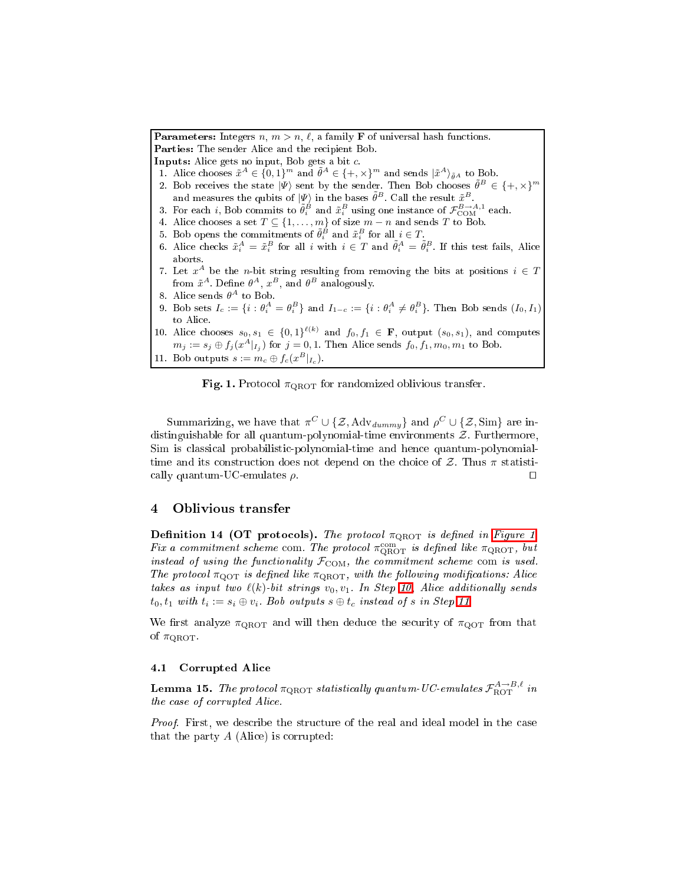**Parameters:** Integers $n$, $m > n$, $\ell$, a family $\mathbf{F}$ of universal hash functions.
**Parties:** The sender Alice and the recipient Bob.
**Inputs:** Alice gets no input, Bob gets a bit $c$.

1. Alice chooses $\tilde{x}^A \in \{0,1\}^m$ and $\tilde{\theta}^A \in \{+,\times\}^m$ and sends $|\tilde{x}^A\rangle_{\tilde{\theta}^A}$ to Bob.
2. Bob receives the state $|\Psi\rangle$ sent by the sender. Then Bob chooses $\tilde{\theta}^B \in \{+,\times\}^m$ and measures the qubits of $|\Psi\rangle$ in the bases $\tilde{\theta}^B$. Call the result $\tilde{x}^B$.
3. For each $i$, Bob commits to $\tilde{\theta}_i^B$ and $\tilde{x}_i^B$ using one instance of $\mathcal{F}_{\mathrm{COM}}^{B\to A,1}$ each.
4. Alice chooses a set $T \subseteq \{1,\dots,m\}$ of size $m-n$ and sends $T$ to Bob.
5. Bob opens the commitments of $\tilde{\theta}_i^B$ and $\tilde{x}_i^B$ for all $i \in T$.
6. Alice checks $\tilde{x}_i^A = \tilde{x}_i^B$ for all $i$ with $i \in T$ and $\tilde{\theta}_i^A = \tilde{\theta}_i^B$. If this test fails, Alice aborts.
7. Let $x^A$ be the $n$-bit string resulting from removing the bits at positions $i \in T$ from $\tilde{x}^A$. Define $\theta^A$, $x^B$, and $\theta^B$ analogously.
8. Alice sends $\theta^A$ to Bob.
9. Bob sets $I_c := \{i : \theta_i^A = \theta_i^B\}$ and $I_{1-c} := \{i : \theta_i^A \neq \theta_i^B\}$. Then Bob sends $(I_0, I_1)$ to Alice.
10. Alice chooses $s_0, s_1 \in \{0,1\}^{\ell(k)}$ and $f_0, f_1 \in \mathbf{F}$, output $(s_0, s_1)$, and computes $m_j := s_j \oplus f_j(x^A|_{I_j})$ for $j = 0,1$. Then Alice sends $f_0, f_1, m_0, m_1$ to Bob.
11. Bob outputs $s := m_c \oplus f_c(x^B|_{I_c})$.

**Fig. 1.** Protocol $\pi_{\mathrm{QROT}}$ for randomized oblivious transfer.

Summarizing, we have that $\pi^C \cup \{\mathcal{Z}, \mathrm{Adv}_{dummy}\}$ and $\rho^C \cup \{\mathcal{Z}, \mathrm{Sim}\}$ are indistinguishable for all quantum-polynomial-time environments $\mathcal{Z}$. Furthermore, Sim is classical probabilistic-polynomial-time and hence quantum-polynomial-time and its construction does not depend on the choice of $\mathcal{Z}$. Thus $\pi$ statistically quantum-UC-emulates $\rho$. □

## 4 Oblivious transfer

**Definition 14 (OT protocols).** *The protocol $\pi_{\mathrm{QROT}}$ is defined in Figure 1. Fix a commitment scheme* com*. The protocol $\pi_{\mathrm{QROT}}^{\mathrm{com}}$ is defined like $\pi_{\mathrm{QROT}}$, but instead of using the functionality $\mathcal{F}_{\mathrm{COM}}$, the commitment scheme* com *is used. The protocol $\pi_{\mathrm{QOT}}$ is defined like $\pi_{\mathrm{QROT}}$, with the following modifications: Alice takes as input two $\ell(k)$-bit strings $v_0, v_1$. In Step 10, Alice additionally sends $t_0, t_1$ with $t_i := s_i \oplus v_i$. Bob outputs $s \oplus t_c$ instead of $s$ in Step 11.*

We first analyze $\pi_{\mathrm{QROT}}$ and will then deduce the security of $\pi_{\mathrm{QOT}}$ from that of $\pi_{\mathrm{QROT}}$.

### 4.1 Corrupted Alice

**Lemma 15.** *The protocol $\pi_{\mathrm{QROT}}$ statistically quantum-UC-emulates $\mathcal{F}_{\mathrm{ROT}}^{A\to B,\ell}$ in the case of corrupted Alice.*

*Proof.* First, we describe the structure of the real and ideal model in the case that the party $A$ (Alice) is corrupted: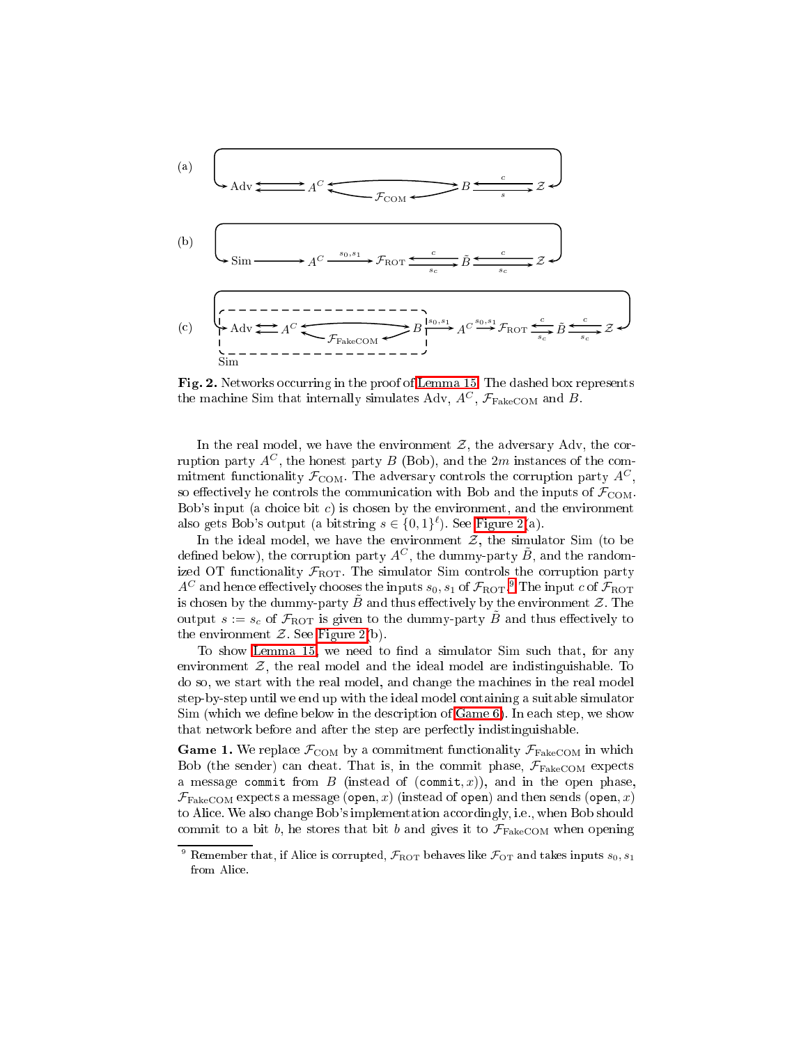(a) Adv ⇄ $A^C$ ⇄ $\mathcal{F}_{\mathrm{COM}}$ ⇄ $B$ ⇄ $\mathcal{Z}$ (with $c$ from $\mathcal{Z}$ to $B$, $s$ from $B$ to $\mathcal{Z}$)

(b) Sim → $A^C$ →($s_0, s_1$) $\mathcal{F}_{\mathrm{ROT}}$ ⇄ $\tilde{B}$ ⇄ $\mathcal{Z}$ (with $c$ and $s_c$)

(c) [Adv ⇄ $A^C$ ⇄ $\mathcal{F}_{\mathrm{FakeCOM}}$ ⇄ $B$] (Sim) →($s_0, s_1$) $A^C$ →($s_0, s_1$) $\mathcal{F}_{\mathrm{ROT}}$ ⇄ $\tilde{B}$ ⇄ $\mathcal{Z}$ (with $c$ and $s_c$)

**Fig. 2.** Networks occurring in the proof of Lemma 15. The dashed box represents the machine Sim that internally simulates Adv, $A^C$, $\mathcal{F}_{\mathrm{FakeCOM}}$ and $B$.

In the real model, we have the environment $\mathcal{Z}$, the adversary Adv, the corruption party $A^C$, the honest party $B$ (Bob), and the $2m$ instances of the commitment functionality $\mathcal{F}_{\mathrm{COM}}$. The adversary controls the corruption party $A^C$, so effectively he controls the communication with Bob and the inputs of $\mathcal{F}_{\mathrm{COM}}$. Bob's input (a choice bit $c$) is chosen by the environment, and the environment also gets Bob's output (a bitstring $s \in \{0,1\}^\ell$). See Figure 2(a).

In the ideal model, we have the environment $\mathcal{Z}$, the simulator Sim (to be defined below), the corruption party $A^C$, the dummy-party $\tilde{B}$, and the randomized OT functionality $\mathcal{F}_{\mathrm{ROT}}$. The simulator Sim controls the corruption party $A^C$ and hence effectively chooses the inputs $s_0, s_1$ of $\mathcal{F}_{\mathrm{ROT}}$.[9] The input $c$ of $\mathcal{F}_{\mathrm{ROT}}$ is chosen by the dummy-party $\tilde{B}$ and thus effectively by the environment $\mathcal{Z}$. The output $s := s_c$ of $\mathcal{F}_{\mathrm{ROT}}$ is given to the dummy-party $\tilde{B}$ and thus effectively to the environment $\mathcal{Z}$. See Figure 2(b).

To show Lemma 15, we need to find a simulator Sim such that, for any environment $\mathcal{Z}$, the real model and the ideal model are indistinguishable. To do so, we start with the real model, and change the machines in the real model step-by-step until we end up with the ideal model containing a suitable simulator Sim (which we define below in the description of Game 6). In each step, we show that network before and after the step are perfectly indistinguishable.

**Game 1.** We replace $\mathcal{F}_{\mathrm{COM}}$ by a commitment functionality $\mathcal{F}_{\mathrm{FakeCOM}}$ in which Bob (the sender) can cheat. That is, in the commit phase, $\mathcal{F}_{\mathrm{FakeCOM}}$ expects a message `commit` from $B$ (instead of (`commit`, $x$)), and in the open phase, $\mathcal{F}_{\mathrm{FakeCOM}}$ expects a message (`open`, $x$) (instead of `open`) and then sends (`open`, $x$) to Alice. We also change Bob's implementation accordingly, i.e., when Bob should commit to a bit $b$, he stores that bit $b$ and gives it to $\mathcal{F}_{\mathrm{FakeCOM}}$ when opening

[9] Remember that, if Alice is corrupted, $\mathcal{F}_{\mathrm{ROT}}$ behaves like $\mathcal{F}_{\mathrm{OT}}$ and takes inputs $s_0, s_1$ from Alice.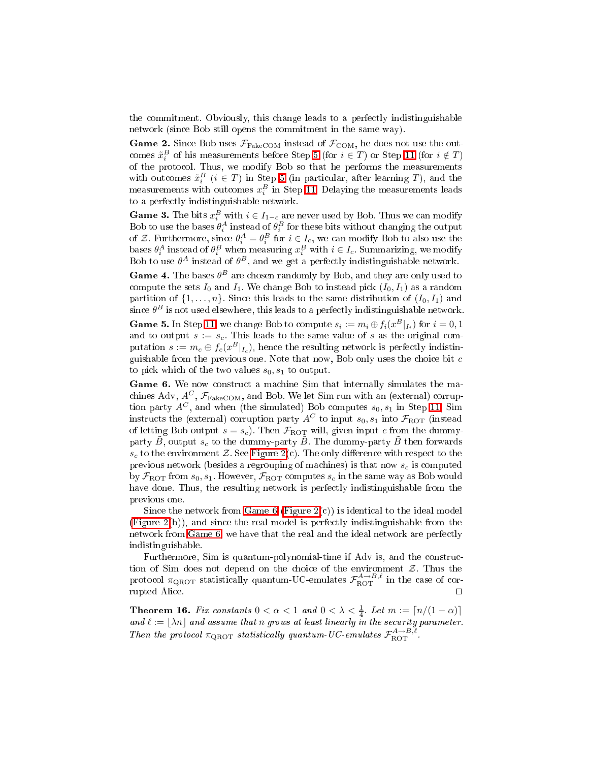the commitment. Obviously, this change leads to a perfectly indistinguishable network (since Bob still opens the commitment in the same way).

**Game 2.** Since Bob uses $\mathcal{F}_{\mathrm{FakeCOM}}$ instead of $\mathcal{F}_{\mathrm{COM}}$, he does not use the outcomes $\tilde{x}_i^B$ of his measurements before Step 5 (for $i \in T$) or Step 11 (for $i \notin T$) of the protocol. Thus, we modify Bob so that he performs the measurements with outcomes $\tilde{x}_i^B$ ($i \in T$) in Step 5 (in particular, after learning $T$), and the measurements with outcomes $x_i^B$ in Step 11. Delaying the measurements leads to a perfectly indistinguishable network.

**Game 3.** The bits $x_i^B$ with $i \in I_{1-c}$ are never used by Bob. Thus we can modify Bob to use the bases $\theta_i^A$ instead of $\theta_i^B$ for these bits without changing the output of $\mathcal{Z}$. Furthermore, since $\theta_i^A = \theta_i^B$ for $i \in I_c$, we can modify Bob to also use the bases $\theta_i^A$ instead of $\theta_i^B$ when measuring $x_i^B$ with $i \in I_c$. Summarizing, we modify Bob to use $\theta^A$ instead of $\theta^B$, and we get a perfectly indistinguishable network.

**Game 4.** The bases $\theta^B$ are chosen randomly by Bob, and they are only used to compute the sets $I_0$ and $I_1$. We change Bob to instead pick $(I_0, I_1)$ as a random partition of $\{1, \dots, n\}$. Since this leads to the same distribution of $(I_0, I_1)$ and since $\theta^B$ is not used elsewhere, this leads to a perfectly indistinguishable network.

**Game 5.** In Step 11, we change Bob to compute $s_i := m_i \oplus f_i(x^B|_{I_i})$ for $i = 0, 1$ and to output $s := s_c$. This leads to the same value of $s$ as the original computation $s := m_c \oplus f_c(x^B|_{I_c})$, hence the resulting network is perfectly indistinguishable from the previous one. Note that now, Bob only uses the choice bit $c$ to pick which of the two values $s_0, s_1$ to output.

**Game 6.** We now construct a machine Sim that internally simulates the machines Adv, $A^C$, $\mathcal{F}_{\mathrm{FakeCOM}}$, and Bob. We let Sim run with an (external) corruption party $A^C$, and when (the simulated) Bob computes $s_0, s_1$ in Step 11, Sim instructs the (external) corruption party $A^C$ to input $s_0, s_1$ into $\mathcal{F}_{\mathrm{ROT}}$ (instead of letting Bob output $s = s_c$). Then $\mathcal{F}_{\mathrm{ROT}}$ will, given input $c$ from the dummy-party $\tilde{B}$, output $s_c$ to the dummy-party $\tilde{B}$. The dummy-party $\tilde{B}$ then forwards $s_c$ to the environment $\mathcal{Z}$. See Figure 2(c). The only difference with respect to the previous network (besides a regrouping of machines) is that now $s_c$ is computed by $\mathcal{F}_{\mathrm{ROT}}$ from $s_0, s_1$. However, $\mathcal{F}_{\mathrm{ROT}}$ computes $s_c$ in the same way as Bob would have done. Thus, the resulting network is perfectly indistinguishable from the previous one.

Since the network from Game 6 (Figure 2(c)) is identical to the ideal model (Figure 2(b)), and since the real model is perfectly indistinguishable from the network from Game 6, we have that the real and the ideal network are perfectly indistinguishable.

Furthermore, Sim is quantum-polynomial-time if Adv is, and the construction of Sim does not depend on the choice of the environment $\mathcal{Z}$. Thus the protocol $\pi_{\mathrm{QROT}}$ statistically quantum-UC-emulates $\mathcal{F}_{\mathrm{ROT}}^{A \to B, \ell}$ in the case of corrupted Alice. □

**Theorem 16.** *Fix constants $0 < \alpha < 1$ and $0 < \lambda < \frac{1}{4}$. Let $m := \lceil n/(1-\alpha) \rceil$ and $\ell := \lfloor \lambda n \rfloor$ and assume that $n$ grows at least linearly in the security parameter. Then the protocol $\pi_{\mathrm{QROT}}$ statistically quantum-UC-emulates $\mathcal{F}_{\mathrm{ROT}}^{A \to B, \ell}$.*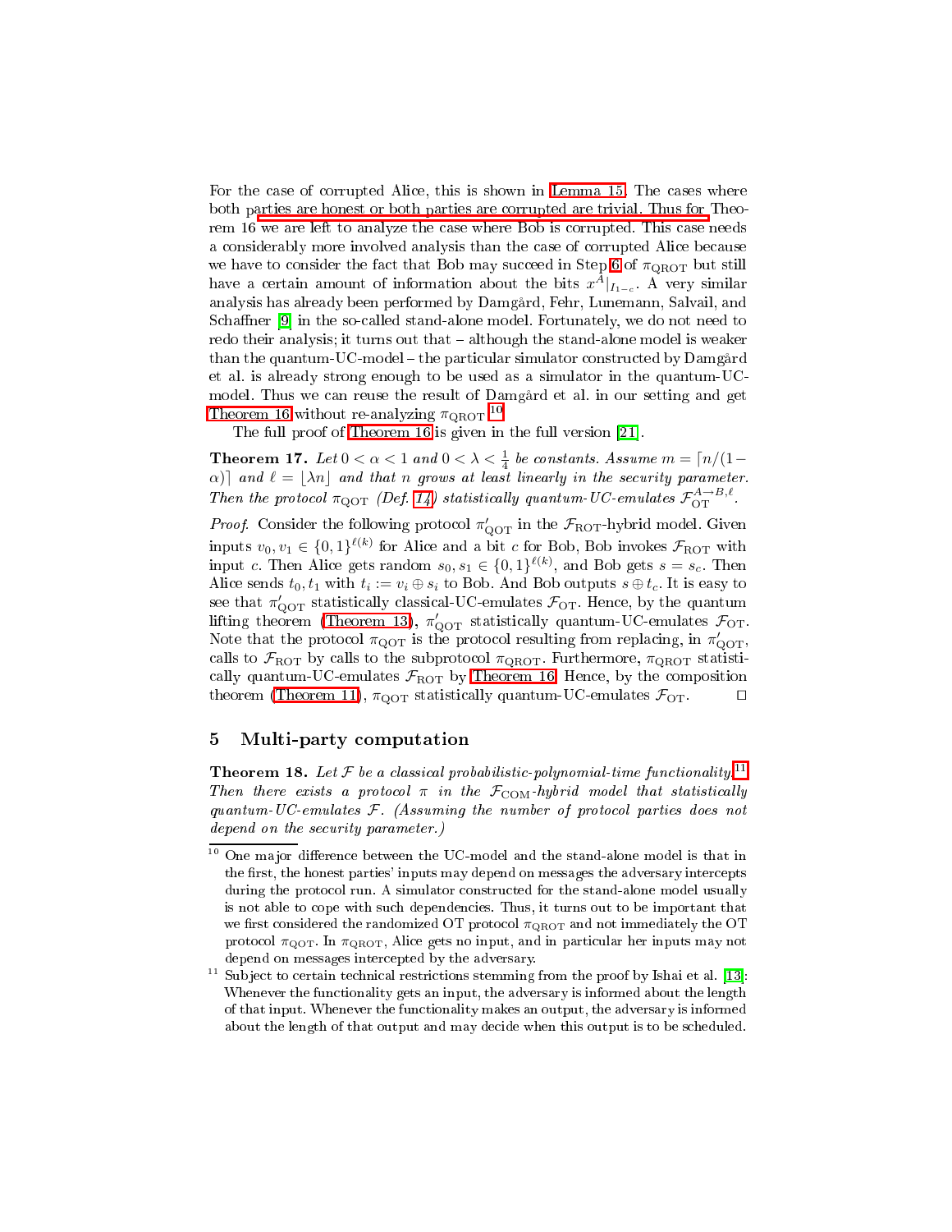For the case of corrupted Alice, this is shown in Lemma 15. The cases where both parties are honest or both parties are corrupted are trivial. Thus for Theorem 16 we are left to analyze the case where Bob is corrupted. This case needs a considerably more involved analysis than the case of corrupted Alice because we have to consider the fact that Bob may succeed in Step 6 of $\pi_{\mathrm{QROT}}$ but still have a certain amount of information about the bits $x^A|_{I_{1-c}}$. A very similar analysis has already been performed by Damgård, Fehr, Lunemann, Salvail, and Schaffner [9] in the so-called stand-alone model. Fortunately, we do not need to redo their analysis; it turns out that – although the stand-alone model is weaker than the quantum-UC-model – the particular simulator constructed by Damgård et al. is already strong enough to be used as a simulator in the quantum-UC-model. Thus we can reuse the result of Damgård et al. in our setting and get Theorem 16 without re-analyzing $\pi_{\mathrm{QROT}}$.[10]

The full proof of Theorem 16 is given in the full version [21].

**Theorem 17.** *Let $0 < \alpha < 1$ and $0 < \lambda < \frac{1}{4}$ be constants. Assume $m = \lceil n/(1-\alpha)\rceil$ and $\ell = \lfloor \lambda n \rfloor$ and that $n$ grows at least linearly in the security parameter. Then the protocol $\pi_{\mathrm{QOT}}$ (Def. 14) statistically quantum-UC-emulates $\mathcal{F}_{\mathrm{OT}}^{A\to B,\ell}$.*

*Proof.* Consider the following protocol $\pi'_{\mathrm{QOT}}$ in the $\mathcal{F}_{\mathrm{ROT}}$-hybrid model. Given inputs $v_0, v_1 \in \{0,1\}^{\ell(k)}$ for Alice and a bit $c$ for Bob, Bob invokes $\mathcal{F}_{\mathrm{ROT}}$ with input $c$. Then Alice gets random $s_0, s_1 \in \{0,1\}^{\ell(k)}$, and Bob gets $s = s_c$. Then Alice sends $t_0, t_1$ with $t_i := v_i \oplus s_i$ to Bob. And Bob outputs $s \oplus t_c$. It is easy to see that $\pi'_{\mathrm{QOT}}$ statistically classical-UC-emulates $\mathcal{F}_{\mathrm{OT}}$. Hence, by the quantum lifting theorem (Theorem 13), $\pi'_{\mathrm{QOT}}$ statistically quantum-UC-emulates $\mathcal{F}_{\mathrm{OT}}$. Note that the protocol $\pi_{\mathrm{QOT}}$ is the protocol resulting from replacing, in $\pi'_{\mathrm{QOT}}$, calls to $\mathcal{F}_{\mathrm{ROT}}$ by calls to the subprotocol $\pi_{\mathrm{QROT}}$. Furthermore, $\pi_{\mathrm{QROT}}$ statistically quantum-UC-emulates $\mathcal{F}_{\mathrm{ROT}}$ by Theorem 16. Hence, by the composition theorem (Theorem 11), $\pi_{\mathrm{QOT}}$ statistically quantum-UC-emulates $\mathcal{F}_{\mathrm{OT}}$. □

## 5 Multi-party computation

**Theorem 18.** *Let $\mathcal{F}$ be a classical probabilistic-polynomial-time functionality.*[11] *Then there exists a protocol $\pi$ in the $\mathcal{F}_{\mathrm{COM}}$-hybrid model that statistically quantum-UC-emulates $\mathcal{F}$. (Assuming the number of protocol parties does not depend on the security parameter.)*

---

[10] One major difference between the UC-model and the stand-alone model is that in the first, the honest parties' inputs may depend on messages the adversary intercepts during the protocol run. A simulator constructed for the stand-alone model usually is not able to cope with such dependencies. Thus, it turns out to be important that we first considered the randomized OT protocol $\pi_{\mathrm{QROT}}$ and not immediately the OT protocol $\pi_{\mathrm{QOT}}$. In $\pi_{\mathrm{QROT}}$, Alice gets no input, and in particular her inputs may not depend on messages intercepted by the adversary.

[11] Subject to certain technical restrictions stemming from the proof by Ishai et al. [13]: Whenever the functionality gets an input, the adversary is informed about the length of that input. Whenever the functionality makes an output, the adversary is informed about the length of that output and may decide when this output is to be scheduled.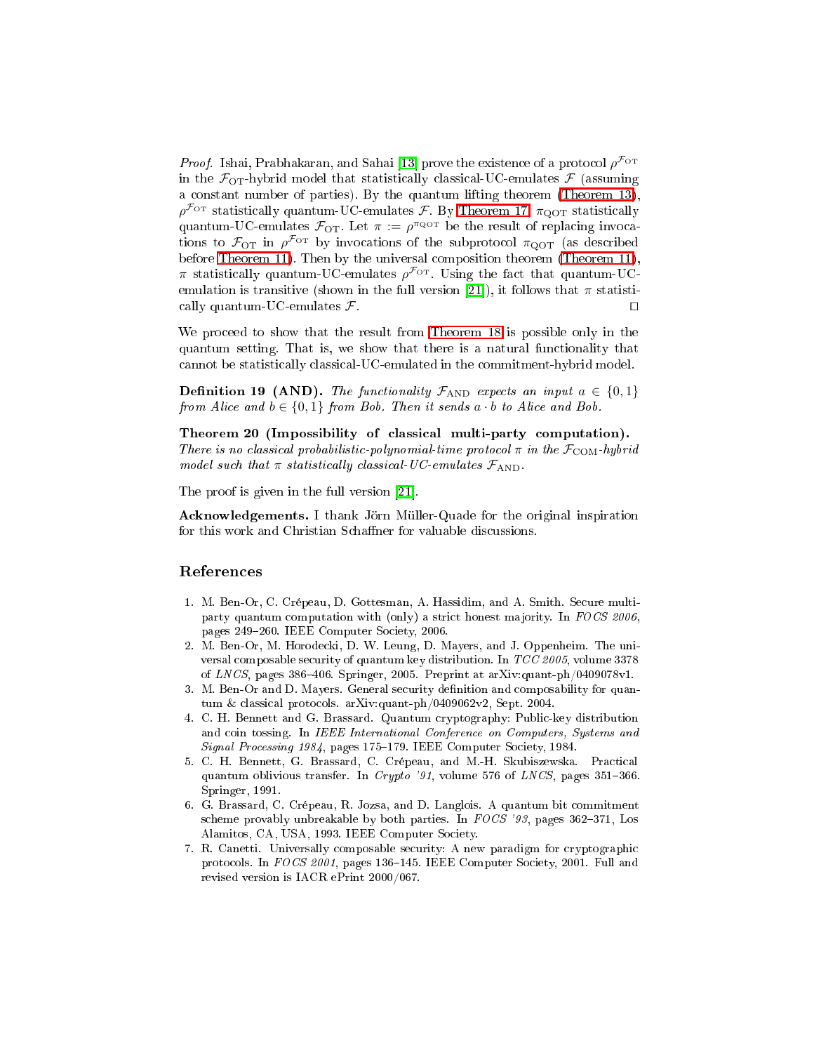*Proof.* Ishai, Prabhakaran, and Sahai [13] prove the existence of a protocol $\rho^{\mathcal{F}_{\rm OT}}$ in the $\mathcal{F}_{\rm OT}$-hybrid model that statistically classical-UC-emulates $\mathcal{F}$ (assuming a constant number of parties). By the quantum lifting theorem (Theorem 13), $\rho^{\mathcal{F}_{\rm OT}}$ statistically quantum-UC-emulates $\mathcal{F}$. By Theorem 17, $\pi_{\rm QOT}$ statistically quantum-UC-emulates $\mathcal{F}_{\rm OT}$. Let $\pi := \rho^{\pi_{\rm QOT}}$ be the result of replacing invocations to $\mathcal{F}_{\rm OT}$ in $\rho^{\mathcal{F}_{\rm OT}}$ by invocations of the subprotocol $\pi_{\rm QOT}$ (as described before Theorem 11). Then by the universal composition theorem (Theorem 11), $\pi$ statistically quantum-UC-emulates $\rho^{\mathcal{F}_{\rm OT}}$. Using the fact that quantum-UC-emulation is transitive (shown in the full version [21]), it follows that $\pi$ statistically quantum-UC-emulates $\mathcal{F}$. □

We proceed to show that the result from Theorem 18 is possible only in the quantum setting. That is, we show that there is a natural functionality that cannot be statistically classical-UC-emulated in the commitment-hybrid model.

**Definition 19 (AND).** *The functionality $\mathcal{F}_{\rm AND}$ expects an input $a \in \{0,1\}$ from Alice and $b \in \{0,1\}$ from Bob. Then it sends $a \cdot b$ to Alice and Bob.*

**Theorem 20 (Impossibility of classical multi-party computation).** *There is no classical probabilistic-polynomial-time protocol $\pi$ in the $\mathcal{F}_{\rm COM}$-hybrid model such that $\pi$ statistically classical-UC-emulates $\mathcal{F}_{\rm AND}$.*

The proof is given in the full version [21].

**Acknowledgements.** I thank Jörn Müller-Quade for the original inspiration for this work and Christian Schaffner for valuable discussions.

## References

1. M. Ben-Or, C. Crépeau, D. Gottesman, A. Hassidim, and A. Smith. Secure multiparty quantum computation with (only) a strict honest majority. In *FOCS 2006*, pages 249–260. IEEE Computer Society, 2006.
2. M. Ben-Or, M. Horodecki, D. W. Leung, D. Mayers, and J. Oppenheim. The universal composable security of quantum key distribution. In *TCC 2005*, volume 3378 of *LNCS*, pages 386–406. Springer, 2005. Preprint at arXiv:quant-ph/0409078v1.
3. M. Ben-Or and D. Mayers. General security definition and composability for quantum & classical protocols. arXiv:quant-ph/0409062v2, Sept. 2004.
4. C. H. Bennett and G. Brassard. Quantum cryptography: Public-key distribution and coin tossing. In *IEEE International Conference on Computers, Systems and Signal Processing 1984*, pages 175–179. IEEE Computer Society, 1984.
5. C. H. Bennett, G. Brassard, C. Crépeau, and M.-H. Skubiszewska. Practical quantum oblivious transfer. In *Crypto '91*, volume 576 of *LNCS*, pages 351–366. Springer, 1991.
6. G. Brassard, C. Crépeau, R. Jozsa, and D. Langlois. A quantum bit commitment scheme provably unbreakable by both parties. In *FOCS '93*, pages 362–371, Los Alamitos, CA, USA, 1993. IEEE Computer Society.
7. R. Canetti. Universally composable security: A new paradigm for cryptographic protocols. In *FOCS 2001*, pages 136–145. IEEE Computer Society, 2001. Full and revised version is IACR ePrint 2000/067.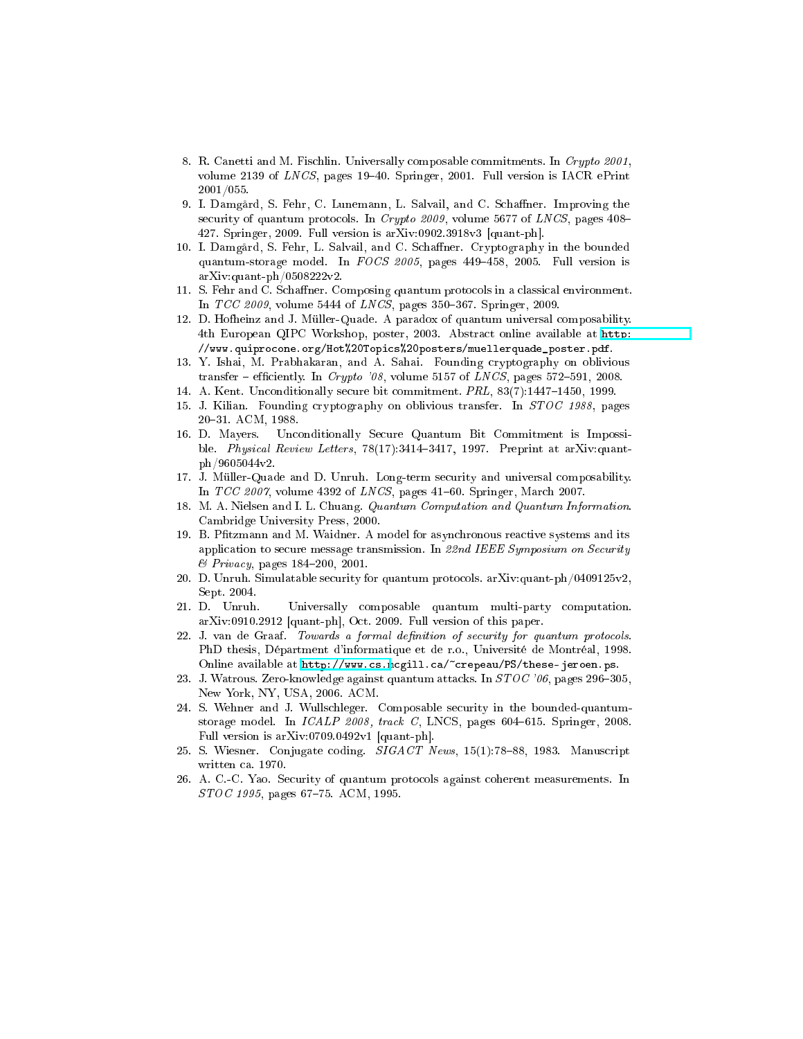8. R. Canetti and M. Fischlin. Universally composable commitments. In *Crypto 2001*, volume 2139 of *LNCS*, pages 19–40. Springer, 2001. Full version is IACR ePrint 2001/055.
9. I. Damgård, S. Fehr, C. Lunemann, L. Salvail, and C. Schaffner. Improving the security of quantum protocols. In *Crypto 2009*, volume 5677 of *LNCS*, pages 408–427. Springer, 2009. Full version is arXiv:0902.3918v3 [quant-ph].
10. I. Damgård, S. Fehr, L. Salvail, and C. Schaffner. Cryptography in the bounded quantum-storage model. In *FOCS 2005*, pages 449–458, 2005. Full version is arXiv:quant-ph/0508222v2.
11. S. Fehr and C. Schaffner. Composing quantum protocols in a classical environment. In *TCC 2009*, volume 5444 of *LNCS*, pages 350–367. Springer, 2009.
12. D. Hofheinz and J. Müller-Quade. A paradox of quantum universal composability. 4th European QIPC Workshop, poster, 2003. Abstract online available at http://www.quiprocone.org/Hot%20Topics%20posters/muellerquade_poster.pdf.
13. Y. Ishai, M. Prabhakaran, and A. Sahai. Founding cryptography on oblivious transfer – efficiently. In *Crypto '08*, volume 5157 of *LNCS*, pages 572–591, 2008.
14. A. Kent. Unconditionally secure bit commitment. *PRL*, 83(7):1447–1450, 1999.
15. J. Kilian. Founding cryptography on oblivious transfer. In *STOC 1988*, pages 20–31. ACM, 1988.
16. D. Mayers. Unconditionally Secure Quantum Bit Commitment is Impossible. *Physical Review Letters*, 78(17):3414–3417, 1997. Preprint at arXiv:quant-ph/9605044v2.
17. J. Müller-Quade and D. Unruh. Long-term security and universal composability. In *TCC 2007*, volume 4392 of *LNCS*, pages 41–60. Springer, March 2007.
18. M. A. Nielsen and I. L. Chuang. *Quantum Computation and Quantum Information*. Cambridge University Press, 2000.
19. B. Pfitzmann and M. Waidner. A model for asynchronous reactive systems and its application to secure message transmission. In *22nd IEEE Symposium on Security & Privacy*, pages 184–200, 2001.
20. D. Unruh. Simulatable security for quantum protocols. arXiv:quant-ph/0409125v2, Sept. 2004.
21. D. Unruh. Universally composable quantum multi-party computation. arXiv:0910.2912 [quant-ph], Oct. 2009. Full version of this paper.
22. J. van de Graaf. *Towards a formal definition of security for quantum protocols*. PhD thesis, Départment d'informatique et de r.o., Université de Montréal, 1998. Online available at http://www.cs.mcgill.ca/~crepeau/PS/these-jeroen.ps.
23. J. Watrous. Zero-knowledge against quantum attacks. In *STOC '06*, pages 296–305, New York, NY, USA, 2006. ACM.
24. S. Wehner and J. Wullschleger. Composable security in the bounded-quantum-storage model. In *ICALP 2008, track C*, LNCS, pages 604–615. Springer, 2008. Full version is arXiv:0709.0492v1 [quant-ph].
25. S. Wiesner. Conjugate coding. *SIGACT News*, 15(1):78–88, 1983. Manuscript written ca. 1970.
26. A. C.-C. Yao. Security of quantum protocols against coherent measurements. In *STOC 1995*, pages 67–75. ACM, 1995.